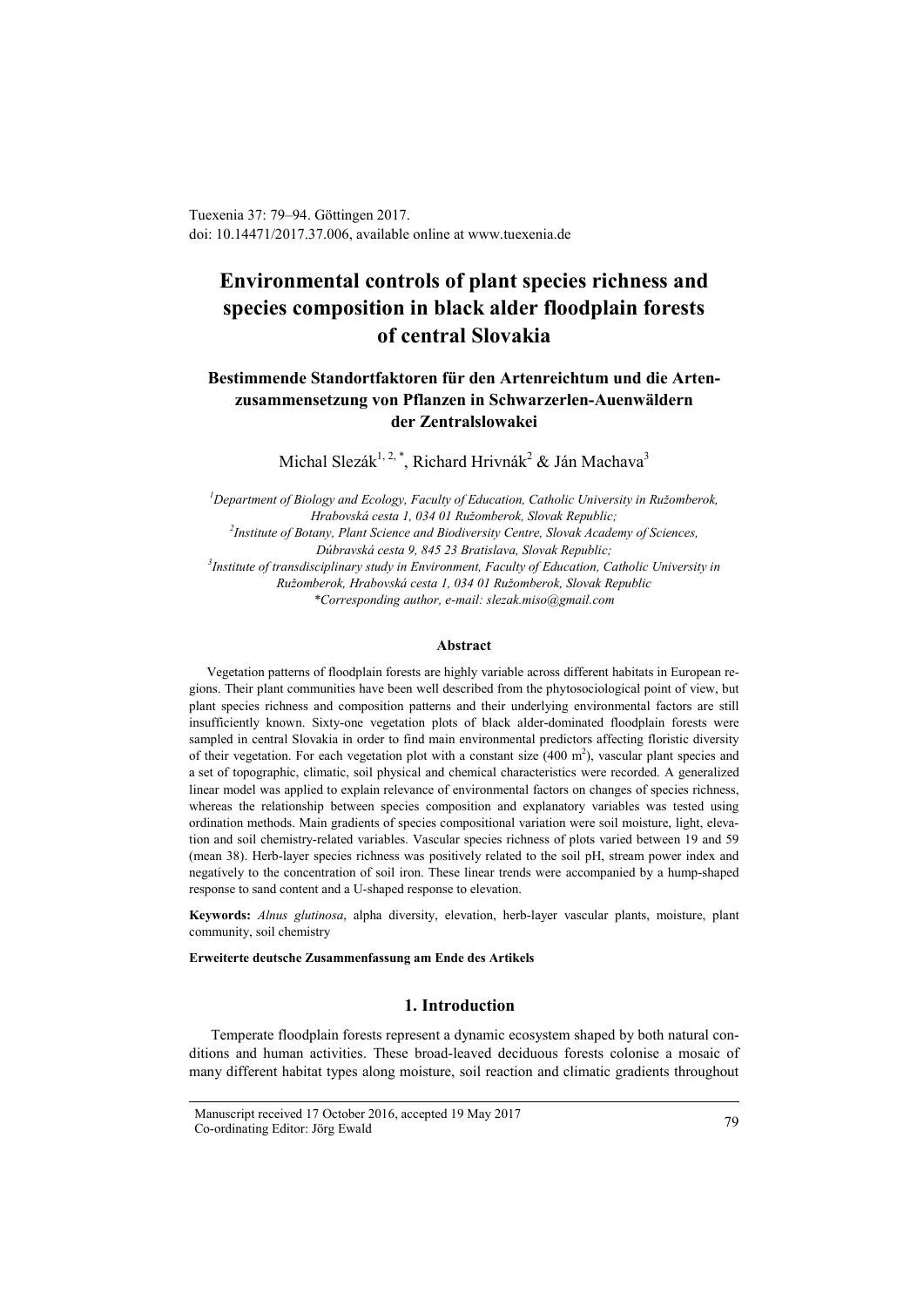Tuexenia 37: 79–94. Göttingen 2017.
doi: 10.14471/2017.37.006, available online at www.tuexenia.de

# Environmental controls of plant species richness and species composition in black alder floodplain forests of central Slovakia

## Bestimmende Standortfaktoren für den Artenreichtum und die Artenzusammensetzung von Pflanzen in Schwarzerlen-Auenwäldern der Zentralslowakei

Michal Slezák[1, 2, *], Richard Hrivnák[2] & Ján Machava[3]

[1]*Department of Biology and Ecology, Faculty of Education, Catholic University in Ružomberok, Hrabovská cesta 1, 034 01 Ružomberok, Slovak Republic;*
[2]*Institute of Botany, Plant Science and Biodiversity Centre, Slovak Academy of Sciences, Dúbravská cesta 9, 845 23 Bratislava, Slovak Republic;*
[3]*Institute of transdisciplinary study in Environment, Faculty of Education, Catholic University in Ružomberok, Hrabovská cesta 1, 034 01 Ružomberok, Slovak Republic*
*\*Corresponding author, e-mail: slezak.miso@gmail.com*

### Abstract

Vegetation patterns of floodplain forests are highly variable across different habitats in European regions. Their plant communities have been well described from the phytosociological point of view, but plant species richness and composition patterns and their underlying environmental factors are still insufficiently known. Sixty-one vegetation plots of black alder-dominated floodplain forests were sampled in central Slovakia in order to find main environmental predictors affecting floristic diversity of their vegetation. For each vegetation plot with a constant size (400 $m^2$), vascular plant species and a set of topographic, climatic, soil physical and chemical characteristics were recorded. A generalized linear model was applied to explain relevance of environmental factors on changes of species richness, whereas the relationship between species composition and explanatory variables was tested using ordination methods. Main gradients of species compositional variation were soil moisture, light, elevation and soil chemistry-related variables. Vascular species richness of plots varied between 19 and 59 (mean 38). Herb-layer species richness was positively related to the soil pH, stream power index and negatively to the concentration of soil iron. These linear trends were accompanied by a hump-shaped response to sand content and a U-shaped response to elevation.

**Keywords:** *Alnus glutinosa*, alpha diversity, elevation, herb-layer vascular plants, moisture, plant community, soil chemistry

**Erweiterte deutsche Zusammenfassung am Ende des Artikels**

## 1. Introduction

Temperate floodplain forests represent a dynamic ecosystem shaped by both natural conditions and human activities. These broad-leaved deciduous forests colonise a mosaic of many different habitat types along moisture, soil reaction and climatic gradients throughout

Manuscript received 17 October 2016, accepted 19 May 2017
Co-ordinating Editor: Jörg Ewald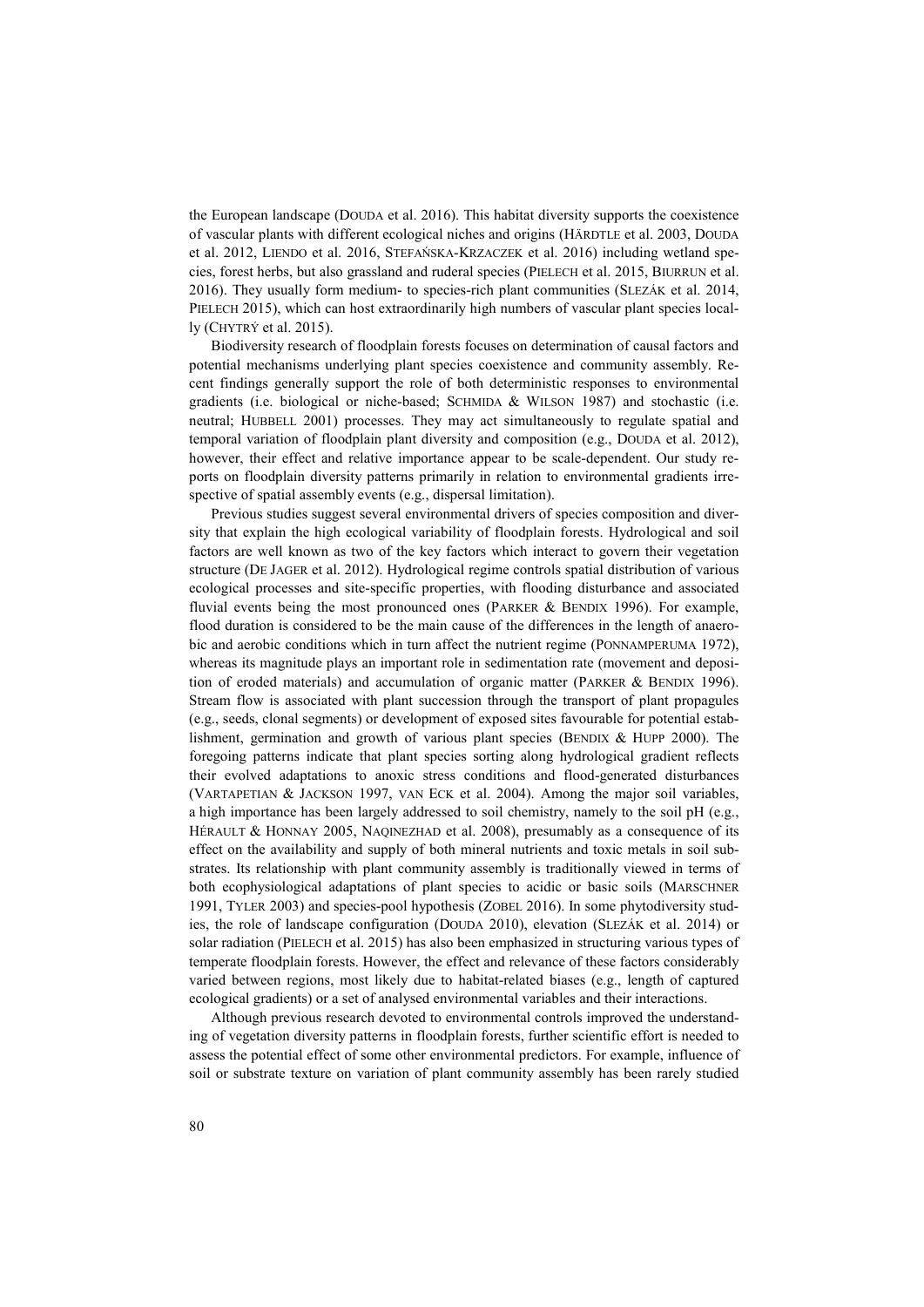the European landscape (DOUDA et al. 2016). This habitat diversity supports the coexistence of vascular plants with different ecological niches and origins (HÄRDTLE et al. 2003, DOUDA et al. 2012, LIENDO et al. 2016, STEFAŃSKA-KRZACZEK et al. 2016) including wetland species, forest herbs, but also grassland and ruderal species (PIELECH et al. 2015, BIURRUN et al. 2016). They usually form medium- to species-rich plant communities (SLEZÁK et al. 2014, PIELECH 2015), which can host extraordinarily high numbers of vascular plant species locally (CHYTRÝ et al. 2015).

Biodiversity research of floodplain forests focuses on determination of causal factors and potential mechanisms underlying plant species coexistence and community assembly. Recent findings generally support the role of both deterministic responses to environmental gradients (i.e. biological or niche-based; SCHMIDA & WILSON 1987) and stochastic (i.e. neutral; HUBBELL 2001) processes. They may act simultaneously to regulate spatial and temporal variation of floodplain plant diversity and composition (e.g., DOUDA et al. 2012), however, their effect and relative importance appear to be scale-dependent. Our study reports on floodplain diversity patterns primarily in relation to environmental gradients irrespective of spatial assembly events (e.g., dispersal limitation).

Previous studies suggest several environmental drivers of species composition and diversity that explain the high ecological variability of floodplain forests. Hydrological and soil factors are well known as two of the key factors which interact to govern their vegetation structure (DE JAGER et al. 2012). Hydrological regime controls spatial distribution of various ecological processes and site-specific properties, with flooding disturbance and associated fluvial events being the most pronounced ones (PARKER & BENDIX 1996). For example, flood duration is considered to be the main cause of the differences in the length of anaerobic and aerobic conditions which in turn affect the nutrient regime (PONNAMPERUMA 1972), whereas its magnitude plays an important role in sedimentation rate (movement and deposition of eroded materials) and accumulation of organic matter (PARKER & BENDIX 1996). Stream flow is associated with plant succession through the transport of plant propagules (e.g., seeds, clonal segments) or development of exposed sites favourable for potential establishment, germination and growth of various plant species (BENDIX & HUPP 2000). The foregoing patterns indicate that plant species sorting along hydrological gradient reflects their evolved adaptations to anoxic stress conditions and flood-generated disturbances (VARTAPETIAN & JACKSON 1997, VAN ECK et al. 2004). Among the major soil variables, a high importance has been largely addressed to soil chemistry, namely to the soil pH (e.g., HÉRAULT & HONNAY 2005, NAQINEZHAD et al. 2008), presumably as a consequence of its effect on the availability and supply of both mineral nutrients and toxic metals in soil substrates. Its relationship with plant community assembly is traditionally viewed in terms of both ecophysiological adaptations of plant species to acidic or basic soils (MARSCHNER 1991, TYLER 2003) and species-pool hypothesis (ZOBEL 2016). In some phytodiversity studies, the role of landscape configuration (DOUDA 2010), elevation (SLEZÁK et al. 2014) or solar radiation (PIELECH et al. 2015) has also been emphasized in structuring various types of temperate floodplain forests. However, the effect and relevance of these factors considerably varied between regions, most likely due to habitat-related biases (e.g., length of captured ecological gradients) or a set of analysed environmental variables and their interactions.

Although previous research devoted to environmental controls improved the understanding of vegetation diversity patterns in floodplain forests, further scientific effort is needed to assess the potential effect of some other environmental predictors. For example, influence of soil or substrate texture on variation of plant community assembly has been rarely studied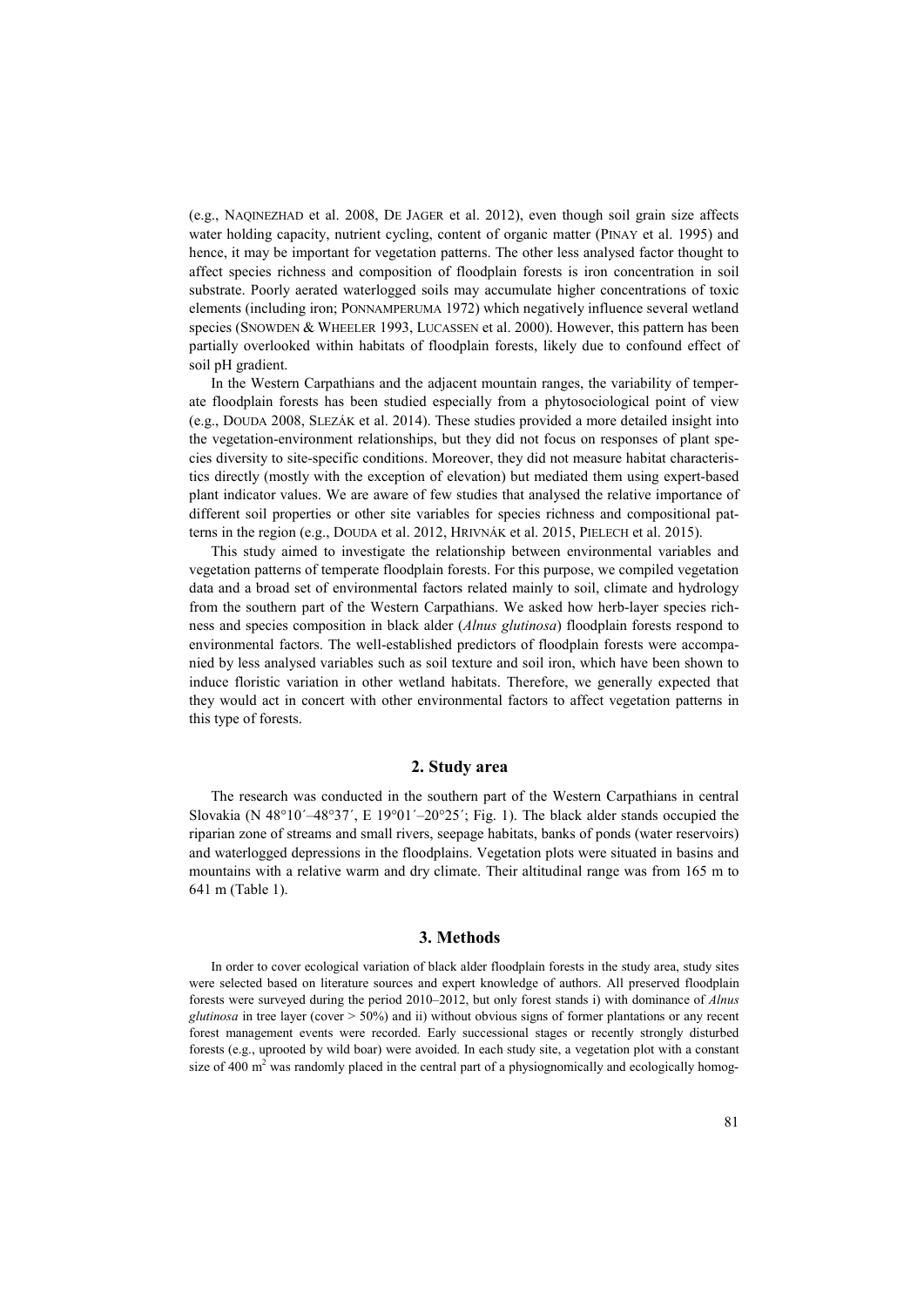(e.g., NAQINEZHAD et al. 2008, DE JAGER et al. 2012), even though soil grain size affects water holding capacity, nutrient cycling, content of organic matter (PINAY et al. 1995) and hence, it may be important for vegetation patterns. The other less analysed factor thought to affect species richness and composition of floodplain forests is iron concentration in soil substrate. Poorly aerated waterlogged soils may accumulate higher concentrations of toxic elements (including iron; PONNAMPERUMA 1972) which negatively influence several wetland species (SNOWDEN & WHEELER 1993, LUCASSEN et al. 2000). However, this pattern has been partially overlooked within habitats of floodplain forests, likely due to confound effect of soil pH gradient.

In the Western Carpathians and the adjacent mountain ranges, the variability of temperate floodplain forests has been studied especially from a phytosociological point of view (e.g., DOUDA 2008, SLEZÁK et al. 2014). These studies provided a more detailed insight into the vegetation-environment relationships, but they did not focus on responses of plant species diversity to site-specific conditions. Moreover, they did not measure habitat characteristics directly (mostly with the exception of elevation) but mediated them using expert-based plant indicator values. We are aware of few studies that analysed the relative importance of different soil properties or other site variables for species richness and compositional patterns in the region (e.g., DOUDA et al. 2012, HRIVNÁK et al. 2015, PIELECH et al. 2015).

This study aimed to investigate the relationship between environmental variables and vegetation patterns of temperate floodplain forests. For this purpose, we compiled vegetation data and a broad set of environmental factors related mainly to soil, climate and hydrology from the southern part of the Western Carpathians. We asked how herb-layer species richness and species composition in black alder (*Alnus glutinosa*) floodplain forests respond to environmental factors. The well-established predictors of floodplain forests were accompanied by less analysed variables such as soil texture and soil iron, which have been shown to induce floristic variation in other wetland habitats. Therefore, we generally expected that they would act in concert with other environmental factors to affect vegetation patterns in this type of forests.

## 2. Study area

The research was conducted in the southern part of the Western Carpathians in central Slovakia (N 48°10´–48°37´, E 19°01´–20°25´; Fig. 1). The black alder stands occupied the riparian zone of streams and small rivers, seepage habitats, banks of ponds (water reservoirs) and waterlogged depressions in the floodplains. Vegetation plots were situated in basins and mountains with a relative warm and dry climate. Their altitudinal range was from 165 m to 641 m (Table 1).

## 3. Methods

In order to cover ecological variation of black alder floodplain forests in the study area, study sites were selected based on literature sources and expert knowledge of authors. All preserved floodplain forests were surveyed during the period 2010–2012, but only forest stands i) with dominance of *Alnus glutinosa* in tree layer (cover > 50%) and ii) without obvious signs of former plantations or any recent forest management events were recorded. Early successional stages or recently strongly disturbed forests (e.g., uprooted by wild boar) were avoided. In each study site, a vegetation plot with a constant size of 400 m$^2$ was randomly placed in the central part of a physiognomically and ecologically homog-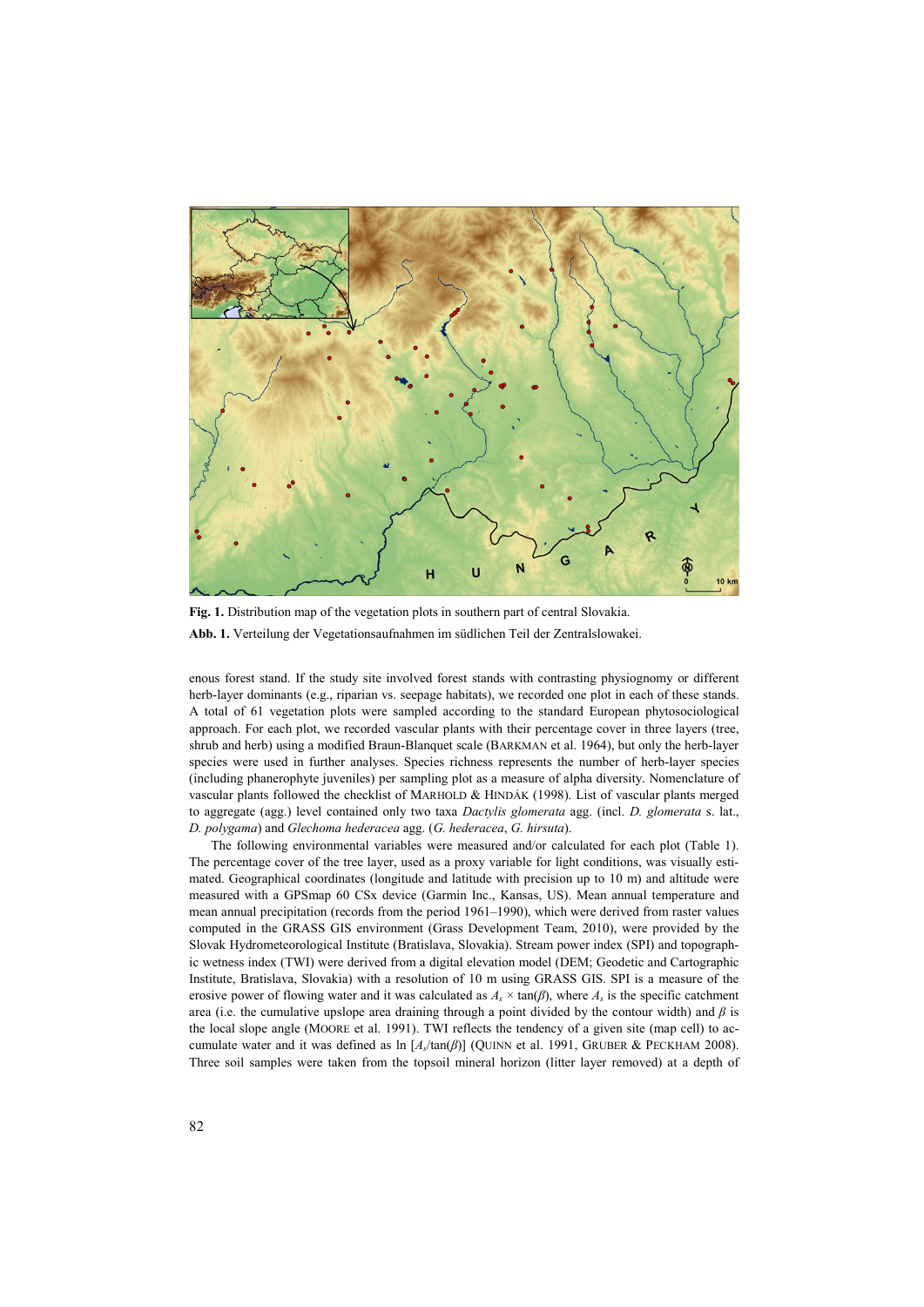**Fig. 1.** Distribution map of the vegetation plots in southern part of central Slovakia.

**Abb. 1.** Verteilung der Vegetationsaufnahmen im südlichen Teil der Zentralslowakei.

enous forest stand. If the study site involved forest stands with contrasting physiognomy or different herb-layer dominants (e.g., riparian vs. seepage habitats), we recorded one plot in each of these stands. A total of 61 vegetation plots were sampled according to the standard European phytosociological approach. For each plot, we recorded vascular plants with their percentage cover in three layers (tree, shrub and herb) using a modified Braun-Blanquet scale (BARKMAN et al. 1964), but only the herb-layer species were used in further analyses. Species richness represents the number of herb-layer species (including phanerophyte juveniles) per sampling plot as a measure of alpha diversity. Nomenclature of vascular plants followed the checklist of MARHOLD & HINDÁK (1998). List of vascular plants merged to aggregate (agg.) level contained only two taxa *Dactylis glomerata* agg. (incl. *D. glomerata* s. lat., *D. polygama*) and *Glechoma hederacea* agg. (*G. hederacea*, *G. hirsuta*).

The following environmental variables were measured and/or calculated for each plot (Table 1). The percentage cover of the tree layer, used as a proxy variable for light conditions, was visually estimated. Geographical coordinates (longitude and latitude with precision up to 10 m) and altitude were measured with a GPSmap 60 CSx device (Garmin Inc., Kansas, US). Mean annual temperature and mean annual precipitation (records from the period 1961–1990), which were derived from raster values computed in the GRASS GIS environment (Grass Development Team, 2010), were provided by the Slovak Hydrometeorological Institute (Bratislava, Slovakia). Stream power index (SPI) and topographic wetness index (TWI) were derived from a digital elevation model (DEM; Geodetic and Cartographic Institute, Bratislava, Slovakia) with a resolution of 10 m using GRASS GIS. SPI is a measure of the erosive power of flowing water and it was calculated as $A_s \times \tan(\beta)$, where $A_s$ is the specific catchment area (i.e. the cumulative upslope area draining through a point divided by the contour width) and $\beta$ is the local slope angle (MOORE et al. 1991). TWI reflects the tendency of a given site (map cell) to accumulate water and it was defined as $\ln [A_s/\tan(\beta)]$ (QUINN et al. 1991, GRUBER & PECKHAM 2008). Three soil samples were taken from the topsoil mineral horizon (litter layer removed) at a depth of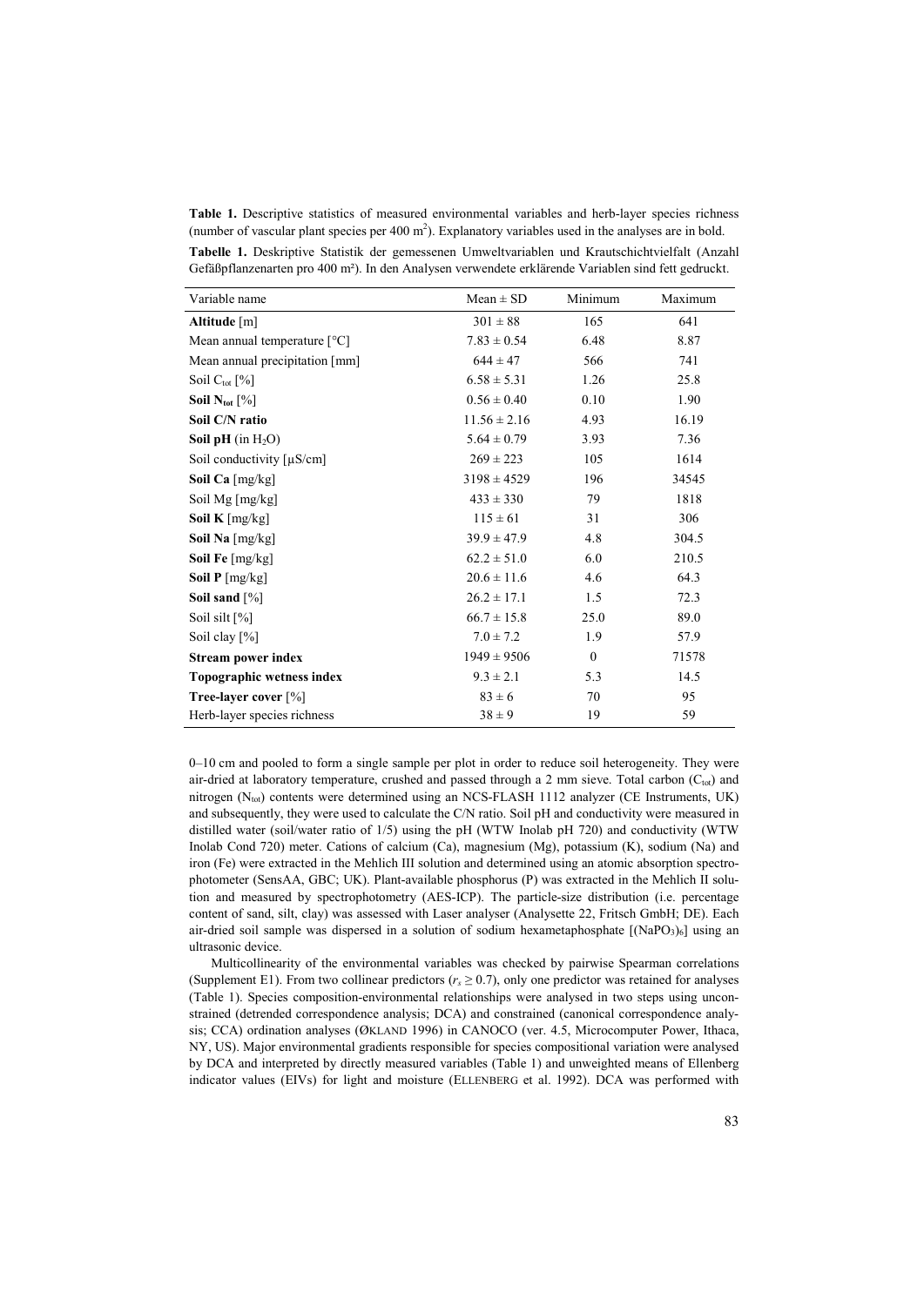**Table 1.** Descriptive statistics of measured environmental variables and herb-layer species richness (number of vascular plant species per 400 $m^2$). Explanatory variables used in the analyses are in bold.

**Tabelle 1.** Deskriptive Statistik der gemessenen Umweltvariablen und Krautschichtvielfalt (Anzahl Gefäßpflanzenarten pro 400 m²). In den Analysen verwendete erklärende Variablen sind fett gedruckt.

| Variable name | Mean ± SD | Minimum | Maximum |
|---|---|---|---|
| **Altitude** [m] | 301 ± 88 | 165 | 641 |
| Mean annual temperature [°C] | 7.83 ± 0.54 | 6.48 | 8.87 |
| Mean annual precipitation [mm] | 644 ± 47 | 566 | 741 |
| Soil $C_{tot}$ [%] | 6.58 ± 5.31 | 1.26 | 25.8 |
| **Soil $N_{tot}$** [%] | 0.56 ± 0.40 | 0.10 | 1.90 |
| **Soil C/N ratio** | 11.56 ± 2.16 | 4.93 | 16.19 |
| **Soil pH** (in $H_2O$) | 5.64 ± 0.79 | 3.93 | 7.36 |
| Soil conductivity [µS/cm] | 269 ± 223 | 105 | 1614 |
| **Soil Ca** [mg/kg] | 3198 ± 4529 | 196 | 34545 |
| Soil Mg [mg/kg] | 433 ± 330 | 79 | 1818 |
| **Soil K** [mg/kg] | 115 ± 61 | 31 | 306 |
| **Soil Na** [mg/kg] | 39.9 ± 47.9 | 4.8 | 304.5 |
| **Soil Fe** [mg/kg] | 62.2 ± 51.0 | 6.0 | 210.5 |
| **Soil P** [mg/kg] | 20.6 ± 11.6 | 4.6 | 64.3 |
| **Soil sand** [%] | 26.2 ± 17.1 | 1.5 | 72.3 |
| Soil silt [%] | 66.7 ± 15.8 | 25.0 | 89.0 |
| Soil clay [%] | 7.0 ± 7.2 | 1.9 | 57.9 |
| **Stream power index** | 1949 ± 9506 | 0 | 71578 |
| **Topographic wetness index** | 9.3 ± 2.1 | 5.3 | 14.5 |
| **Tree-layer cover** [%] | 83 ± 6 | 70 | 95 |
| Herb-layer species richness | 38 ± 9 | 19 | 59 |

0–10 cm and pooled to form a single sample per plot in order to reduce soil heterogeneity. They were air-dried at laboratory temperature, crushed and passed through a 2 mm sieve. Total carbon ($C_{tot}$) and nitrogen ($N_{tot}$) contents were determined using an NCS-FLASH 1112 analyzer (CE Instruments, UK) and subsequently, they were used to calculate the C/N ratio. Soil pH and conductivity were measured in distilled water (soil/water ratio of 1/5) using the pH (WTW Inolab pH 720) and conductivity (WTW Inolab Cond 720) meter. Cations of calcium (Ca), magnesium (Mg), potassium (K), sodium (Na) and iron (Fe) were extracted in the Mehlich III solution and determined using an atomic absorption spectrophotometer (SensAA, GBC; UK). Plant-available phosphorus (P) was extracted in the Mehlich II solution and measured by spectrophotometry (AES-ICP). The particle-size distribution (i.e. percentage content of sand, silt, clay) was assessed with Laser analyser (Analysette 22, Fritsch GmbH; DE). Each air-dried soil sample was dispersed in a solution of sodium hexametaphosphate [$(NaPO_3)_6$] using an ultrasonic device.

Multicollinearity of the environmental variables was checked by pairwise Spearman correlations (Supplement E1). From two collinear predictors ($r_s \geq 0.7$), only one predictor was retained for analyses (Table 1). Species composition-environmental relationships were analysed in two steps using unconstrained (detrended correspondence analysis; DCA) and constrained (canonical correspondence analysis; CCA) ordination analyses (ØKLAND 1996) in CANOCO (ver. 4.5, Microcomputer Power, Ithaca, NY, US). Major environmental gradients responsible for species compositional variation were analysed by DCA and interpreted by directly measured variables (Table 1) and unweighted means of Ellenberg indicator values (EIVs) for light and moisture (ELLENBERG et al. 1992). DCA was performed with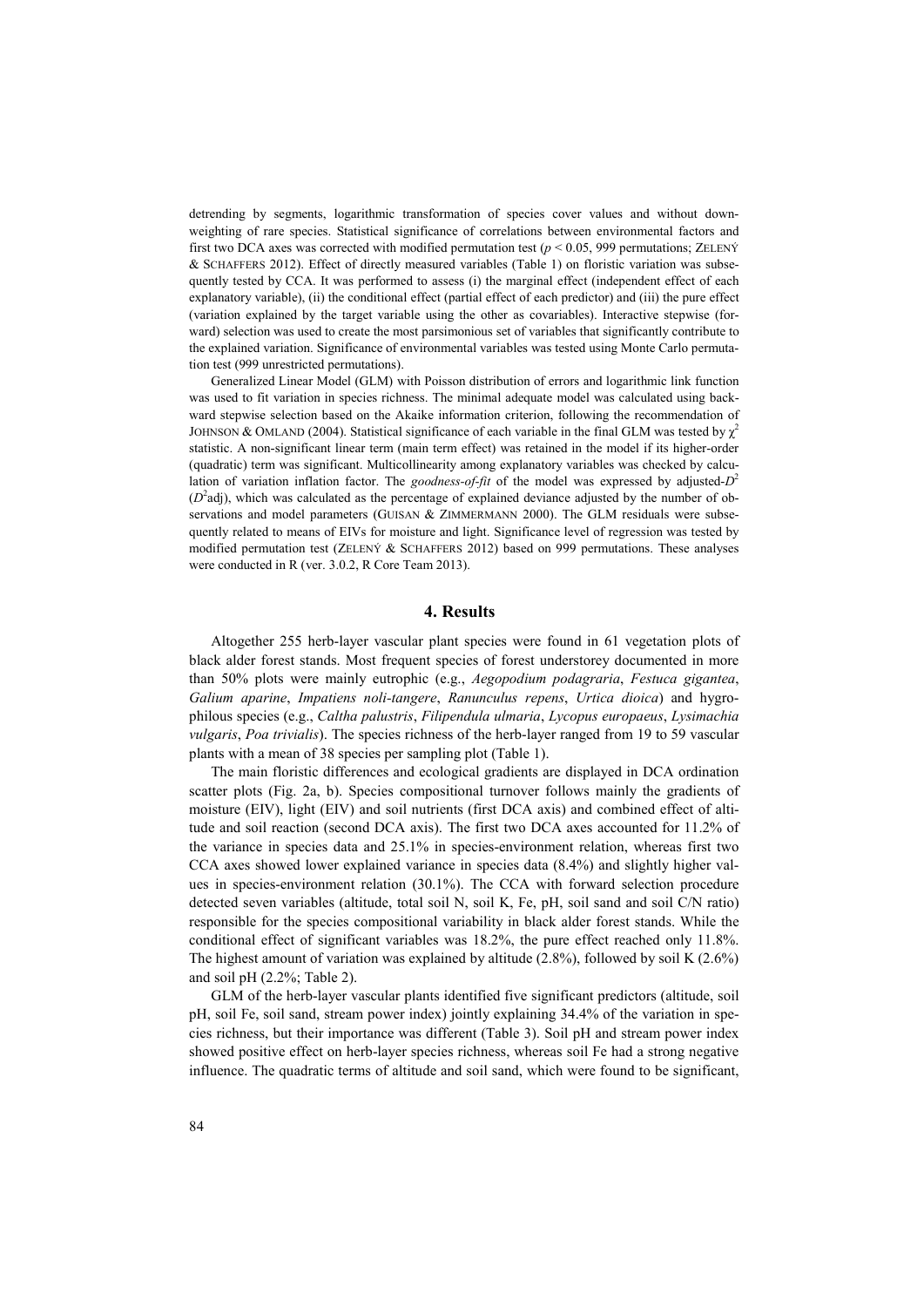detrending by segments, logarithmic transformation of species cover values and without downweighting of rare species. Statistical significance of correlations between environmental factors and first two DCA axes was corrected with modified permutation test ($p < 0.05$, 999 permutations; ZELENÝ & SCHAFFERS 2012). Effect of directly measured variables (Table 1) on floristic variation was subsequently tested by CCA. It was performed to assess (i) the marginal effect (independent effect of each explanatory variable), (ii) the conditional effect (partial effect of each predictor) and (iii) the pure effect (variation explained by the target variable using the other as covariables). Interactive stepwise (forward) selection was used to create the most parsimonious set of variables that significantly contribute to the explained variation. Significance of environmental variables was tested using Monte Carlo permutation test (999 unrestricted permutations).

Generalized Linear Model (GLM) with Poisson distribution of errors and logarithmic link function was used to fit variation in species richness. The minimal adequate model was calculated using backward stepwise selection based on the Akaike information criterion, following the recommendation of JOHNSON & OMLAND (2004). Statistical significance of each variable in the final GLM was tested by $\chi^2$ statistic. A non-significant linear term (main term effect) was retained in the model if its higher-order (quadratic) term was significant. Multicollinearity among explanatory variables was checked by calculation of variation inflation factor. The *goodness-of-fit* of the model was expressed by adjusted-$D^2$ ($D^2$adj), which was calculated as the percentage of explained deviance adjusted by the number of observations and model parameters (GUISAN & ZIMMERMANN 2000). The GLM residuals were subsequently related to means of EIVs for moisture and light. Significance level of regression was tested by modified permutation test (ZELENÝ & SCHAFFERS 2012) based on 999 permutations. These analyses were conducted in R (ver. 3.0.2, R Core Team 2013).

## 4. Results

Altogether 255 herb-layer vascular plant species were found in 61 vegetation plots of black alder forest stands. Most frequent species of forest understorey documented in more than 50% plots were mainly eutrophic (e.g., *Aegopodium podagraria*, *Festuca gigantea*, *Galium aparine*, *Impatiens noli-tangere*, *Ranunculus repens*, *Urtica dioica*) and hygrophilous species (e.g., *Caltha palustris*, *Filipendula ulmaria*, *Lycopus europaeus*, *Lysimachia vulgaris*, *Poa trivialis*). The species richness of the herb-layer ranged from 19 to 59 vascular plants with a mean of 38 species per sampling plot (Table 1).

The main floristic differences and ecological gradients are displayed in DCA ordination scatter plots (Fig. 2a, b). Species compositional turnover follows mainly the gradients of moisture (EIV), light (EIV) and soil nutrients (first DCA axis) and combined effect of altitude and soil reaction (second DCA axis). The first two DCA axes accounted for 11.2% of the variance in species data and 25.1% in species-environment relation, whereas first two CCA axes showed lower explained variance in species data (8.4%) and slightly higher values in species-environment relation (30.1%). The CCA with forward selection procedure detected seven variables (altitude, total soil N, soil K, Fe, pH, soil sand and soil C/N ratio) responsible for the species compositional variability in black alder forest stands. While the conditional effect of significant variables was 18.2%, the pure effect reached only 11.8%. The highest amount of variation was explained by altitude (2.8%), followed by soil K (2.6%) and soil pH (2.2%; Table 2).

GLM of the herb-layer vascular plants identified five significant predictors (altitude, soil pH, soil Fe, soil sand, stream power index) jointly explaining 34.4% of the variation in species richness, but their importance was different (Table 3). Soil pH and stream power index showed positive effect on herb-layer species richness, whereas soil Fe had a strong negative influence. The quadratic terms of altitude and soil sand, which were found to be significant,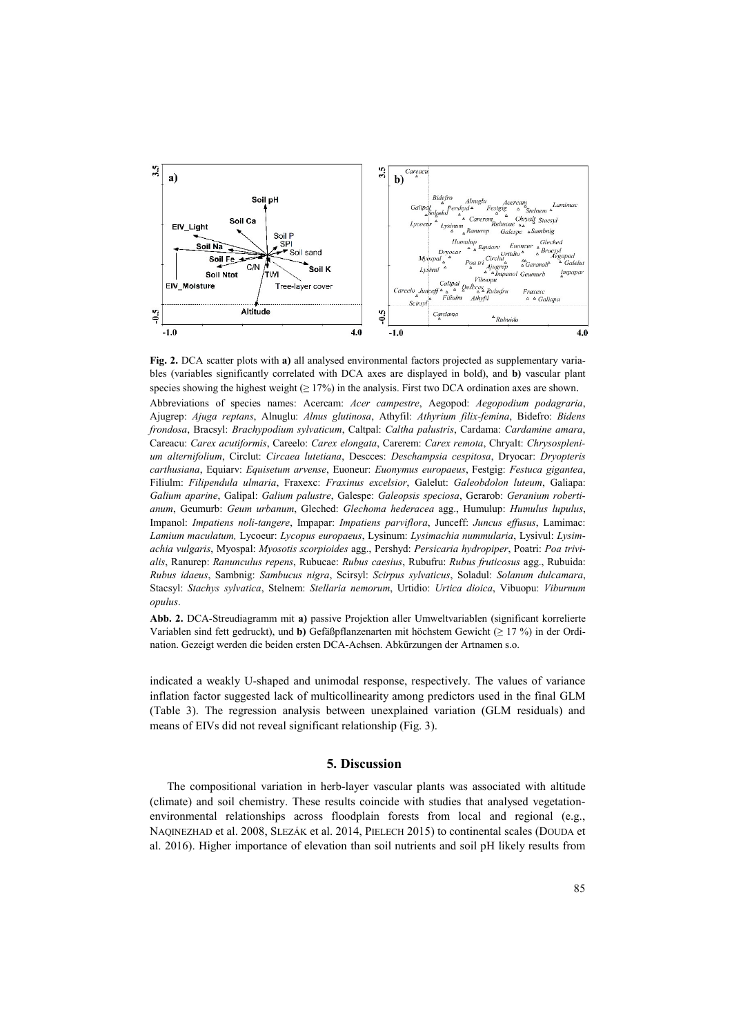**Fig. 2.** DCA scatter plots with **a)** all analysed environmental factors projected as supplementary variables (variables significantly correlated with DCA axes are displayed in bold), and **b)** vascular plant species showing the highest weight (≥ 17%) in the analysis. First two DCA ordination axes are shown.

Abbreviations of species names: Acercam: *Acer campestre*, Aegopod: *Aegopodium podagraria*, Ajugrep: *Ajuga reptans*, Alnuglu: *Alnus glutinosa*, Athyfil: *Athyrium filix-femina*, Bidefro: *Bidens frondosa*, Bracsyl: *Brachypodium sylvaticum*, Caltpal: *Caltha palustris*, Cardama: *Cardamine amara*, Careacu: *Carex acutiformis*, Careelo: *Carex elongata*, Carerem: *Carex remota*, Chryalt: *Chrysosplenium alternifolium*, Circlut: *Circaea lutetiana*, Descces: *Deschampsia cespitosa*, Dryocar: *Dryopteris carthusiana*, Equiarv: *Equisetum arvense*, Euoneur: *Euonymus europaeus*, Festgig: *Festuca gigantea*, Filiulm: *Filipendula ulmaria*, Fraxexc: *Fraxinus excelsior*, Galelut: *Galeobdolon luteum*, Galiapa: *Galium aparine*, Galipal: *Galium palustre*, Galespe: *Galeopsis speciosa*, Gerarob: *Geranium robertianum*, Geumurb: *Geum urbanum*, Gleched: *Glechoma hederacea* agg., Humulup: *Humulus lupulus*, Impanol: *Impatiens noli-tangere*, Impapar: *Impatiens parviflora*, Junceff: *Juncus effusus*, Lamimac: *Lamium maculatum,* Lycoeur: *Lycopus europaeus*, Lysinum: *Lysimachia nummularia*, Lysivul: *Lysimachia vulgaris*, Myospal: *Myosotis scorpioides* agg., Pershyd: *Persicaria hydropiper*, Poatri: *Poa trivialis*, Ranurep: *Ranunculus repens*, Rubucae: *Rubus caesius*, Rubufru: *Rubus fruticosus* agg., Rubuida: *Rubus idaeus*, Sambnig: *Sambucus nigra*, Scirsyl: *Scirpus sylvaticus*, Soladul: *Solanum dulcamara*, Stacsyl: *Stachys sylvatica*, Stelnem: *Stellaria nemorum*, Urtidio: *Urtica dioica*, Vibuopu: *Viburnum opulus*.

**Abb. 2.** DCA-Streudiagramm mit **a)** passive Projektion aller Umweltvariablen (significant korrelierte Variablen sind fett gedruckt), und **b)** Gefäßpflanzenarten mit höchstem Gewicht (≥ 17 %) in der Ordination. Gezeigt werden die beiden ersten DCA-Achsen. Abkürzungen der Artnamen s.o.

indicated a weakly U-shaped and unimodal response, respectively. The values of variance inflation factor suggested lack of multicollinearity among predictors used in the final GLM (Table 3). The regression analysis between unexplained variation (GLM residuals) and means of EIVs did not reveal significant relationship (Fig. 3).

## 5. Discussion

The compositional variation in herb-layer vascular plants was associated with altitude (climate) and soil chemistry. These results coincide with studies that analysed vegetation-environmental relationships across floodplain forests from local and regional (e.g., NAQINEZHAD et al. 2008, SLEZÁK et al. 2014, PIELECH 2015) to continental scales (DOUDA et al. 2016). Higher importance of elevation than soil nutrients and soil pH likely results from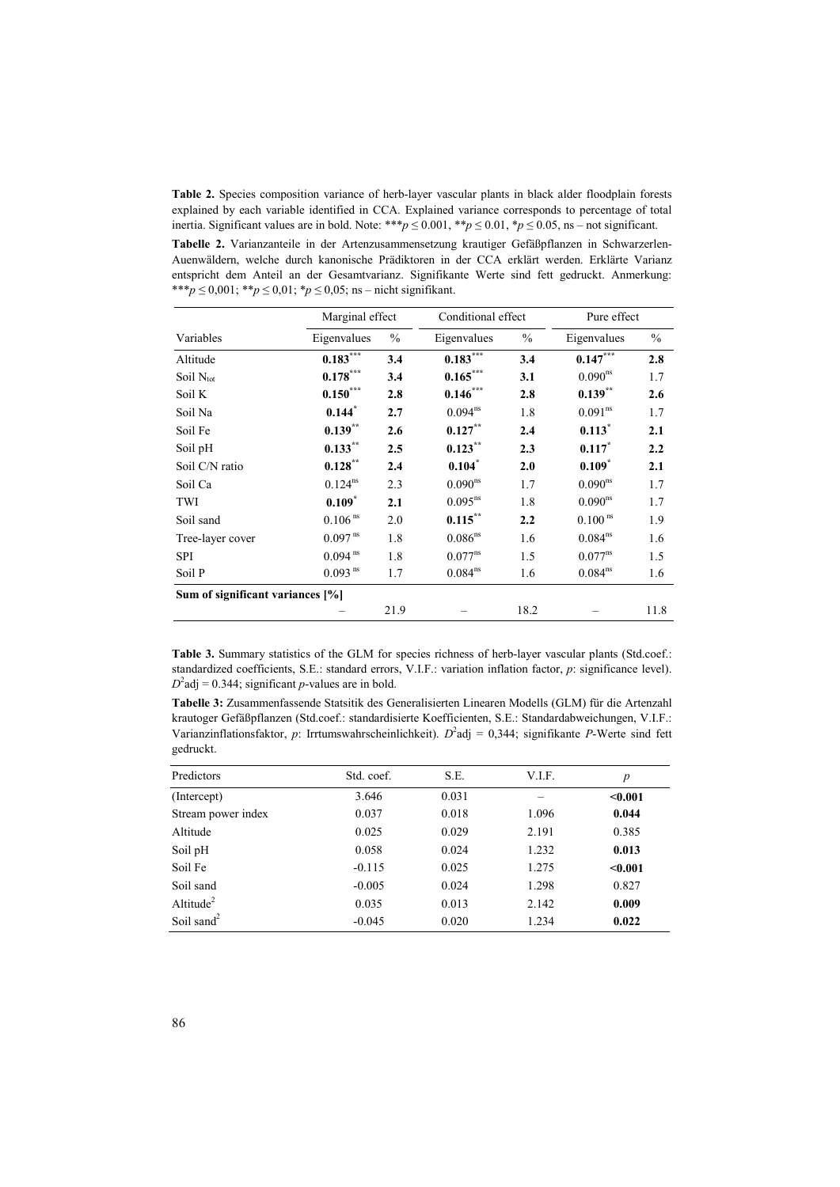**Table 2.** Species composition variance of herb-layer vascular plants in black alder floodplain forests explained by each variable identified in CCA. Explained variance corresponds to percentage of total inertia. Significant values are in bold. Note: ***$p \leq 0.001$, **$p \leq 0.01$, *$p \leq 0.05$, ns – not significant.

**Tabelle 2.** Varianzanteile in der Artenzusammensetzung krautiger Gefäßpflanzen in Schwarzerlen-Auenwäldern, welche durch kanonische Prädiktoren in der CCA erklärt werden. Erklärte Varianz entspricht dem Anteil an der Gesamtvarianz. Signifikante Werte sind fett gedruckt. Anmerkung: ***$p \leq 0{,}001$; **$p \leq 0{,}01$; *$p \leq 0{,}05$; ns – nicht signifikant.

| | Marginal effect | | Conditional effect | | Pure effect | |
|---|---|---|---|---|---|---|
| Variables | Eigenvalues | % | Eigenvalues | % | Eigenvalues | % |
| Altitude | **0.183*****| **3.4** | **0.183***** | **3.4** | **0.147***** | **2.8** |
| Soil $N_{tot}$ | **0.178***** | **3.4** | **0.165***** | **3.1** | 0.090$^{ns}$ | 1.7 |
| Soil K | **0.150***** | **2.8** | **0.146***** | **2.8** | **0.139**** | **2.6** |
| Soil Na | **0.144*** | **2.7** | 0.094$^{ns}$ | 1.8 | 0.091$^{ns}$ | 1.7 |
| Soil Fe | **0.139**** | **2.6** | **0.127**** | **2.4** | **0.113*** | **2.1** |
| Soil pH | **0.133**** | **2.5** | **0.123**** | **2.3** | **0.117*** | **2.2** |
| Soil C/N ratio | **0.128**** | **2.4** | **0.104*** | **2.0** | **0.109*** | **2.1** |
| Soil Ca | 0.124$^{ns}$ | 2.3 | 0.090$^{ns}$ | 1.7 | 0.090$^{ns}$ | 1.7 |
| TWI | **0.109*** | **2.1** | 0.095$^{ns}$ | 1.8 | 0.090$^{ns}$ | 1.7 |
| Soil sand | 0.106$^{ns}$ | 2.0 | **0.115**** | **2.2** | 0.100$^{ns}$ | 1.9 |
| Tree-layer cover | 0.097$^{ns}$ | 1.8 | 0.086$^{ns}$ | 1.6 | 0.084$^{ns}$ | 1.6 |
| SPI | 0.094$^{ns}$ | 1.8 | 0.077$^{ns}$ | 1.5 | 0.077$^{ns}$ | 1.5 |
| Soil P | 0.093$^{ns}$ | 1.7 | 0.084$^{ns}$ | 1.6 | 0.084$^{ns}$ | 1.6 |
| **Sum of significant variances [%]** | | | | | | |
| | – | 21.9 | – | 18.2 | – | 11.8 |

**Table 3.** Summary statistics of the GLM for species richness of herb-layer vascular plants (Std.coef.: standardized coefficients, S.E.: standard errors, V.I.F.: variation inflation factor, $p$: significance level). $D^2$adj = 0.344; significant $p$-values are in bold.

**Tabelle 3:** Zusammenfassende Statsitik des Generalisierten Linearen Modells (GLM) für die Artenzahl krautoger Gefäßpflanzen (Std.coef.: standardisierte Koefficienten, S.E.: Standardabweichungen, V.I.F.: Varianzinflationsfaktor, $p$: Irrtumswahrscheinlichkeit). $D^2$adj = 0,344; signifikante $P$-Werte sind fett gedruckt.

| Predictors | Std. coef. | S.E. | V.I.F. | $p$ |
|---|---|---|---|---|
| (Intercept) | 3.646 | 0.031 | – | **<0.001** |
| Stream power index | 0.037 | 0.018 | 1.096 | **0.044** |
| Altitude | 0.025 | 0.029 | 2.191 | 0.385 |
| Soil pH | 0.058 | 0.024 | 1.232 | **0.013** |
| Soil Fe | -0.115 | 0.025 | 1.275 | **<0.001** |
| Soil sand | -0.005 | 0.024 | 1.298 | 0.827 |
| Altitude$^2$ | 0.035 | 0.013 | 2.142 | **0.009** |
| Soil sand$^2$ | -0.045 | 0.020 | 1.234 | **0.022** |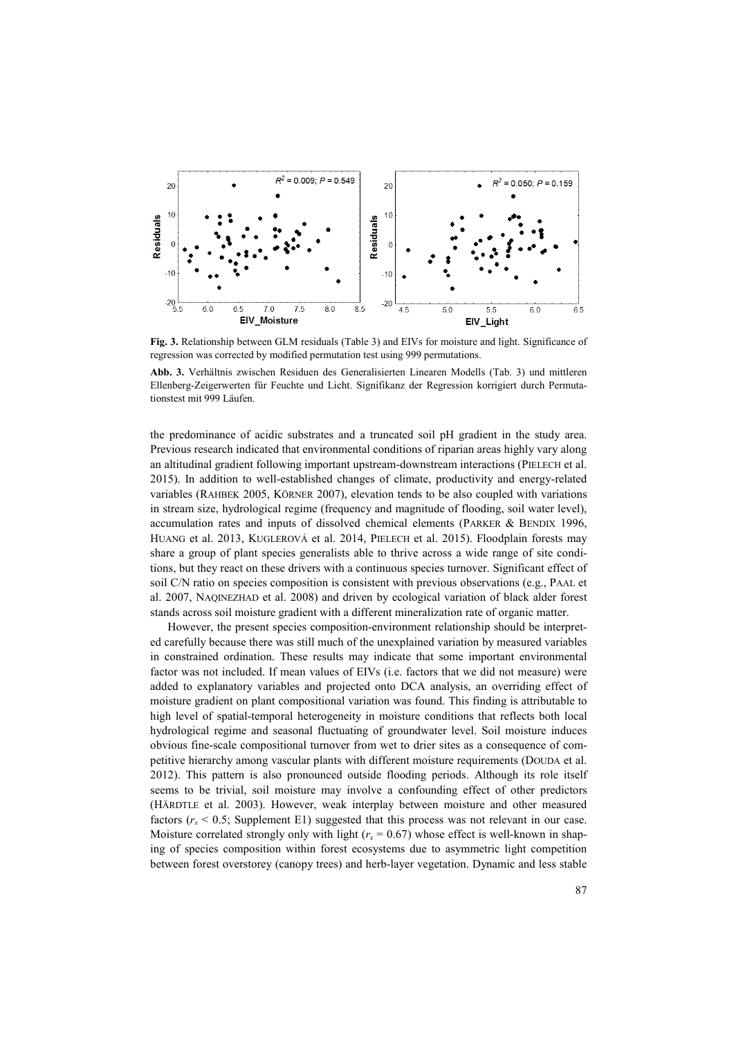**Fig. 3.** Relationship between GLM residuals (Table 3) and EIVs for moisture and light. Significance of regression was corrected by modified permutation test using 999 permutations.

**Abb. 3.** Verhältnis zwischen Residuen des Generalisierten Linearen Modells (Tab. 3) und mittleren Ellenberg-Zeigerwerten für Feuchte und Licht. Signifikanz der Regression korrigiert durch Permutationstest mit 999 Läufen.

the predominance of acidic substrates and a truncated soil pH gradient in the study area. Previous research indicated that environmental conditions of riparian areas highly vary along an altitudinal gradient following important upstream-downstream interactions (PIELECH et al. 2015). In addition to well-established changes of climate, productivity and energy-related variables (RAHBEK 2005, KÖRNER 2007), elevation tends to be also coupled with variations in stream size, hydrological regime (frequency and magnitude of flooding, soil water level), accumulation rates and inputs of dissolved chemical elements (PARKER & BENDIX 1996, HUANG et al. 2013, KUGLEROVÁ et al. 2014, PIELECH et al. 2015). Floodplain forests may share a group of plant species generalists able to thrive across a wide range of site conditions, but they react on these drivers with a continuous species turnover. Significant effect of soil C/N ratio on species composition is consistent with previous observations (e.g., PAAL et al. 2007, NAQINEZHAD et al. 2008) and driven by ecological variation of black alder forest stands across soil moisture gradient with a different mineralization rate of organic matter.

However, the present species composition-environment relationship should be interpreted carefully because there was still much of the unexplained variation by measured variables in constrained ordination. These results may indicate that some important environmental factor was not included. If mean values of EIVs (i.e. factors that we did not measure) were added to explanatory variables and projected onto DCA analysis, an overriding effect of moisture gradient on plant compositional variation was found. This finding is attributable to high level of spatial-temporal heterogeneity in moisture conditions that reflects both local hydrological regime and seasonal fluctuating of groundwater level. Soil moisture induces obvious fine-scale compositional turnover from wet to drier sites as a consequence of competitive hierarchy among vascular plants with different moisture requirements (DOUDA et al. 2012). This pattern is also pronounced outside flooding periods. Although its role itself seems to be trivial, soil moisture may involve a confounding effect of other predictors (HÄRDTLE et al. 2003). However, weak interplay between moisture and other measured factors ($r_s$ < 0.5; Supplement E1) suggested that this process was not relevant in our case. Moisture correlated strongly only with light ($r_s$ = 0.67) whose effect is well-known in shaping of species composition within forest ecosystems due to asymmetric light competition between forest overstorey (canopy trees) and herb-layer vegetation. Dynamic and less stable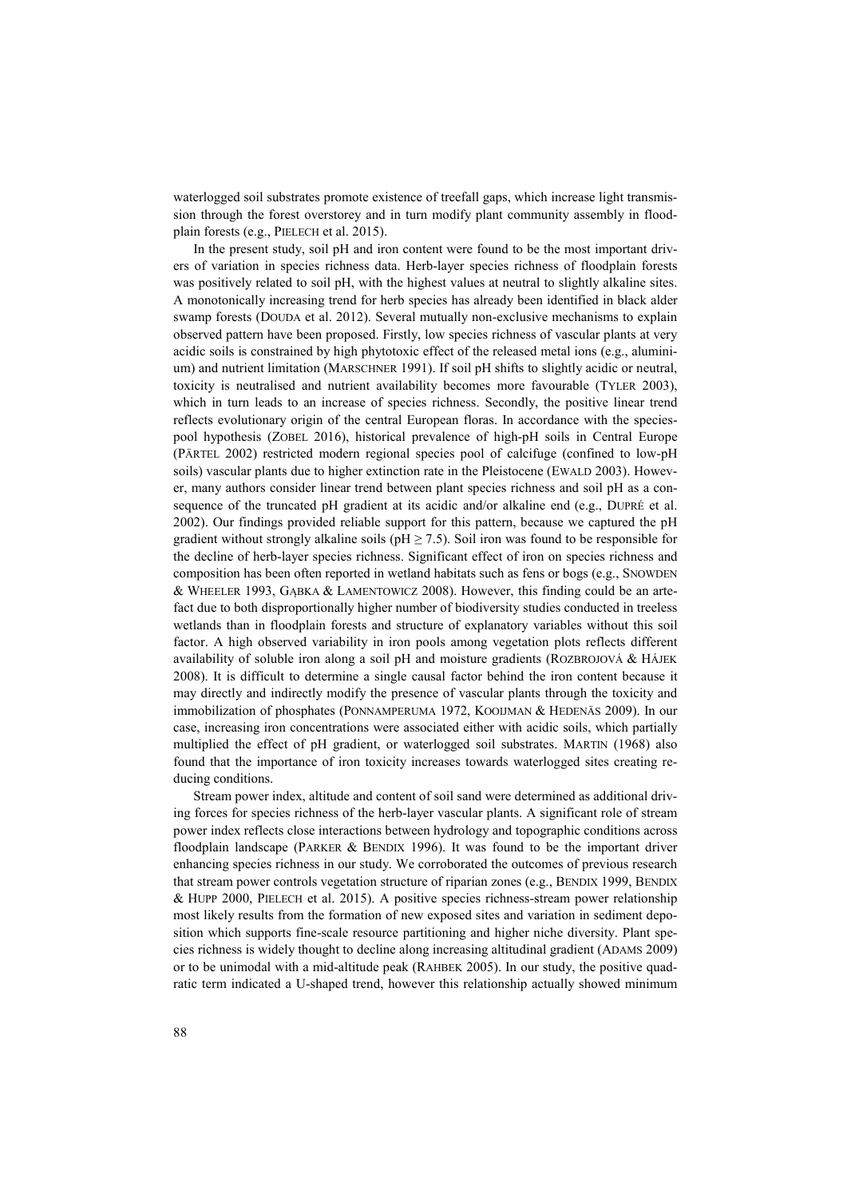waterlogged soil substrates promote existence of treefall gaps, which increase light transmission through the forest overstorey and in turn modify plant community assembly in floodplain forests (e.g., PIELECH et al. 2015).

In the present study, soil pH and iron content were found to be the most important drivers of variation in species richness data. Herb-layer species richness of floodplain forests was positively related to soil pH, with the highest values at neutral to slightly alkaline sites. A monotonically increasing trend for herb species has already been identified in black alder swamp forests (DOUDA et al. 2012). Several mutually non-exclusive mechanisms to explain observed pattern have been proposed. Firstly, low species richness of vascular plants at very acidic soils is constrained by high phytotoxic effect of the released metal ions (e.g., aluminium) and nutrient limitation (MARSCHNER 1991). If soil pH shifts to slightly acidic or neutral, toxicity is neutralised and nutrient availability becomes more favourable (TYLER 2003), which in turn leads to an increase of species richness. Secondly, the positive linear trend reflects evolutionary origin of the central European floras. In accordance with the species-pool hypothesis (ZOBEL 2016), historical prevalence of high-pH soils in Central Europe (PÄRTEL 2002) restricted modern regional species pool of calcifuge (confined to low-pH soils) vascular plants due to higher extinction rate in the Pleistocene (EWALD 2003). However, many authors consider linear trend between plant species richness and soil pH as a consequence of the truncated pH gradient at its acidic and/or alkaline end (e.g., DUPRÉ et al. 2002). Our findings provided reliable support for this pattern, because we captured the pH gradient without strongly alkaline soils (pH $\geq 7.5$). Soil iron was found to be responsible for the decline of herb-layer species richness. Significant effect of iron on species richness and composition has been often reported in wetland habitats such as fens or bogs (e.g., SNOWDEN & WHEELER 1993, GĄBKA & LAMENTOWICZ 2008). However, this finding could be an artefact due to both disproportionally higher number of biodiversity studies conducted in treeless wetlands than in floodplain forests and structure of explanatory variables without this soil factor. A high observed variability in iron pools among vegetation plots reflects different availability of soluble iron along a soil pH and moisture gradients (ROZBROJOVÁ & HÁJEK 2008). It is difficult to determine a single causal factor behind the iron content because it may directly and indirectly modify the presence of vascular plants through the toxicity and immobilization of phosphates (PONNAMPERUMA 1972, KOOIJMAN & HEDENÄS 2009). In our case, increasing iron concentrations were associated either with acidic soils, which partially multiplied the effect of pH gradient, or waterlogged soil substrates. MARTIN (1968) also found that the importance of iron toxicity increases towards waterlogged sites creating reducing conditions.

Stream power index, altitude and content of soil sand were determined as additional driving forces for species richness of the herb-layer vascular plants. A significant role of stream power index reflects close interactions between hydrology and topographic conditions across floodplain landscape (PARKER & BENDIX 1996). It was found to be the important driver enhancing species richness in our study. We corroborated the outcomes of previous research that stream power controls vegetation structure of riparian zones (e.g., BENDIX 1999, BENDIX & HUPP 2000, PIELECH et al. 2015). A positive species richness-stream power relationship most likely results from the formation of new exposed sites and variation in sediment deposition which supports fine-scale resource partitioning and higher niche diversity. Plant species richness is widely thought to decline along increasing altitudinal gradient (ADAMS 2009) or to be unimodal with a mid-altitude peak (RAHBEK 2005). In our study, the positive quadratic term indicated a U-shaped trend, however this relationship actually showed minimum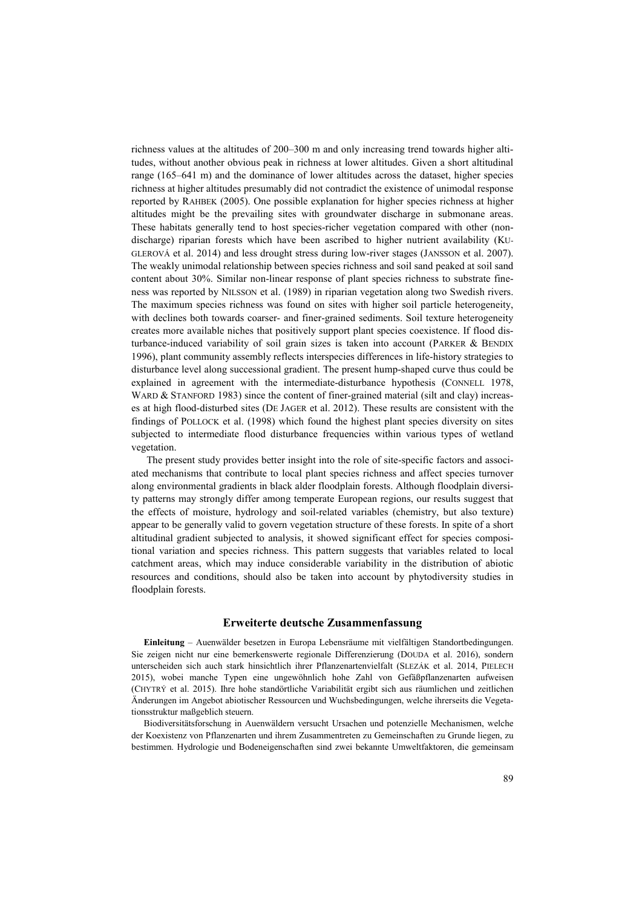richness values at the altitudes of 200–300 m and only increasing trend towards higher altitudes, without another obvious peak in richness at lower altitudes. Given a short altitudinal range (165–641 m) and the dominance of lower altitudes across the dataset, higher species richness at higher altitudes presumably did not contradict the existence of unimodal response reported by RAHBEK (2005). One possible explanation for higher species richness at higher altitudes might be the prevailing sites with groundwater discharge in submonane areas. These habitats generally tend to host species-richer vegetation compared with other (non-discharge) riparian forests which have been ascribed to higher nutrient availability (KUGLEROVÁ et al. 2014) and less drought stress during low-river stages (JANSSON et al. 2007). The weakly unimodal relationship between species richness and soil sand peaked at soil sand content about 30%. Similar non-linear response of plant species richness to substrate fineness was reported by NILSSON et al. (1989) in riparian vegetation along two Swedish rivers. The maximum species richness was found on sites with higher soil particle heterogeneity, with declines both towards coarser- and finer-grained sediments. Soil texture heterogeneity creates more available niches that positively support plant species coexistence. If flood disturbance-induced variability of soil grain sizes is taken into account (PARKER & BENDIX 1996), plant community assembly reflects interspecies differences in life-history strategies to disturbance level along successional gradient. The present hump-shaped curve thus could be explained in agreement with the intermediate-disturbance hypothesis (CONNELL 1978, WARD & STANFORD 1983) since the content of finer-grained material (silt and clay) increases at high flood-disturbed sites (DE JAGER et al. 2012). These results are consistent with the findings of POLLOCK et al. (1998) which found the highest plant species diversity on sites subjected to intermediate flood disturbance frequencies within various types of wetland vegetation.

The present study provides better insight into the role of site-specific factors and associated mechanisms that contribute to local plant species richness and affect species turnover along environmental gradients in black alder floodplain forests. Although floodplain diversity patterns may strongly differ among temperate European regions, our results suggest that the effects of moisture, hydrology and soil-related variables (chemistry, but also texture) appear to be generally valid to govern vegetation structure of these forests. In spite of a short altitudinal gradient subjected to analysis, it showed significant effect for species compositional variation and species richness. This pattern suggests that variables related to local catchment areas, which may induce considerable variability in the distribution of abiotic resources and conditions, should also be taken into account by phytodiversity studies in floodplain forests.

## Erweiterte deutsche Zusammenfassung

**Einleitung** – Auenwälder besetzen in Europa Lebensräume mit vielfältigen Standortbedingungen. Sie zeigen nicht nur eine bemerkenswerte regionale Differenzierung (DOUDA et al. 2016), sondern unterscheiden sich auch stark hinsichtlich ihrer Pflanzenartenvielfalt (SLEZÁK et al. 2014, PIELECH 2015), wobei manche Typen eine ungewöhnlich hohe Zahl von Gefäßpflanzenarten aufweisen (CHYTRÝ et al. 2015). Ihre hohe standörtliche Variabilität ergibt sich aus räumlichen und zeitlichen Änderungen im Angebot abiotischer Ressourcen und Wuchsbedingungen, welche ihrerseits die Vegetationsstruktur maßgeblich steuern.

Biodiversitätsforschung in Auenwäldern versucht Ursachen und potenzielle Mechanismen, welche der Koexistenz von Pflanzenarten und ihrem Zusammentreten zu Gemeinschaften zu Grunde liegen, zu bestimmen. Hydrologie und Bodeneigenschaften sind zwei bekannte Umweltfaktoren, die gemeinsam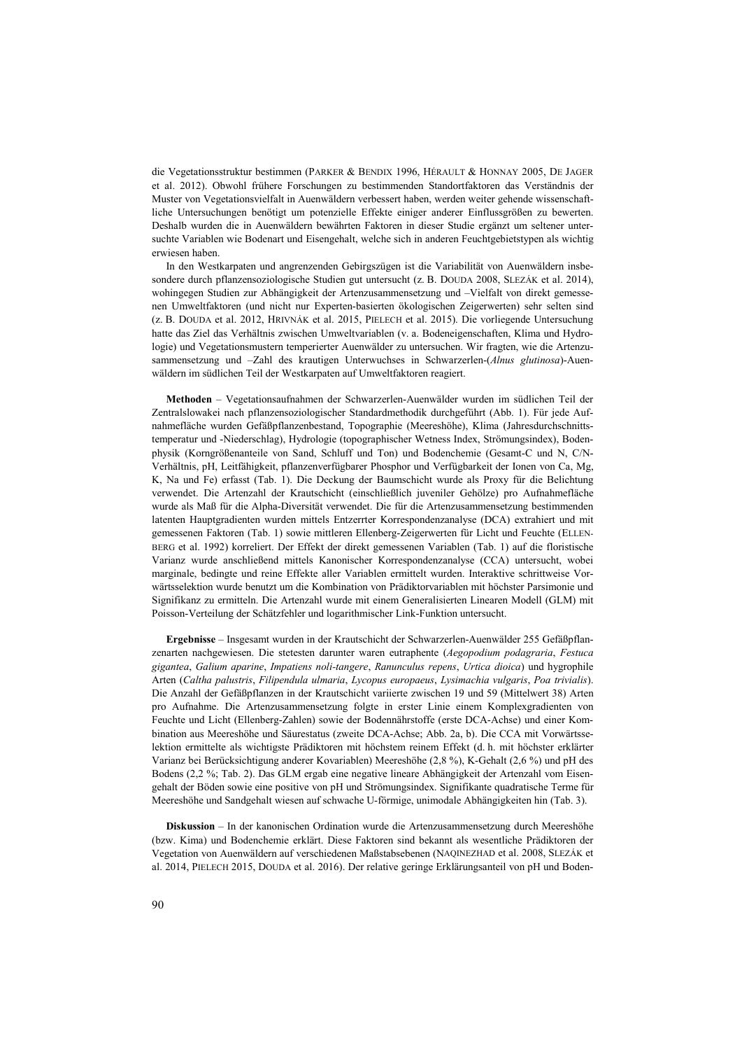die Vegetationsstruktur bestimmen (PARKER & BENDIX 1996, HÉRAULT & HONNAY 2005, DE JAGER et al. 2012). Obwohl frühere Forschungen zu bestimmenden Standortfaktoren das Verständnis der Muster von Vegetationsvielfalt in Auenwäldern verbessert haben, werden weiter gehende wissenschaftliche Untersuchungen benötigt um potenzielle Effekte einiger anderer Einflussgrößen zu bewerten. Deshalb wurden die in Auenwäldern bewährten Faktoren in dieser Studie ergänzt um seltener untersuchte Variablen wie Bodenart und Eisengehalt, welche sich in anderen Feuchtgebietstypen als wichtig erwiesen haben.

In den Westkarpaten und angrenzenden Gebirgszügen ist die Variabilität von Auenwäldern insbesondere durch pflanzensoziologische Studien gut untersucht (z. B. DOUDA 2008, SLEZÁK et al. 2014), wohingegen Studien zur Abhängigkeit der Artenzusammensetzung und –Vielfalt von direkt gemessenen Umweltfaktoren (und nicht nur Experten-basierten ökologischen Zeigerwerten) sehr selten sind (z. B. DOUDA et al. 2012, HRIVNÁK et al. 2015, PIELECH et al. 2015). Die vorliegende Untersuchung hatte das Ziel das Verhältnis zwischen Umweltvariablen (v. a. Bodeneigenschaften, Klima und Hydrologie) und Vegetationsmustern temperierter Auenwälder zu untersuchen. Wir fragten, wie die Artenzusammensetzung und –Zahl des krautigen Unterwuchses in Schwarzerlen-(*Alnus glutinosa*)-Auenwäldern im südlichen Teil der Westkarpaten auf Umweltfaktoren reagiert.

**Methoden** – Vegetationsaufnahmen der Schwarzerlen-Auenwälder wurden im südlichen Teil der Zentralslowakei nach pflanzensoziologischer Standardmethodik durchgeführt (Abb. 1). Für jede Aufnahmefläche wurden Gefäßpflanzenbestand, Topographie (Meereshöhe), Klima (Jahresdurchschnittstemperatur und -Niederschlag), Hydrologie (topographischer Wetness Index, Strömungsindex), Bodenphysik (Korngrößenanteile von Sand, Schluff und Ton) und Bodenchemie (Gesamt-C und N, C/N-Verhältnis, pH, Leitfähigkeit, pflanzenverfügbarer Phosphor und Verfügbarkeit der Ionen von Ca, Mg, K, Na und Fe) erfasst (Tab. 1). Die Deckung der Baumschicht wurde als Proxy für die Belichtung verwendet. Die Artenzahl der Krautschicht (einschließlich juveniler Gehölze) pro Aufnahmefläche wurde als Maß für die Alpha-Diversität verwendet. Die für die Artenzusammensetzung bestimmenden latenten Hauptgradienten wurden mittels Entzerrter Korrespondenzanalyse (DCA) extrahiert und mit gemessenen Faktoren (Tab. 1) sowie mittleren Ellenberg-Zeigerwerten für Licht und Feuchte (ELLENBERG et al. 1992) korreliert. Der Effekt der direkt gemessenen Variablen (Tab. 1) auf die floristische Varianz wurde anschließend mittels Kanonischer Korrespondenzanalyse (CCA) untersucht, wobei marginale, bedingte und reine Effekte aller Variablen ermittelt wurden. Interaktive schrittweise Vorwärtsselektion wurde benutzt um die Kombination von Prädiktorvariablen mit höchster Parsimonie und Signifikanz zu ermitteln. Die Artenzahl wurde mit einem Generalisierten Linearen Modell (GLM) mit Poisson-Verteilung der Schätzfehler und logarithmischer Link-Funktion untersucht.

**Ergebnisse** – Insgesamt wurden in der Krautschicht der Schwarzerlen-Auenwälder 255 Gefäßpflanzenarten nachgewiesen. Die stetesten darunter waren eutraphente (*Aegopodium podagraria*, *Festuca gigantea*, *Galium aparine*, *Impatiens noli-tangere*, *Ranunculus repens*, *Urtica dioica*) und hygrophile Arten (*Caltha palustris*, *Filipendula ulmaria*, *Lycopus europaeus*, *Lysimachia vulgaris*, *Poa trivialis*). Die Anzahl der Gefäßpflanzen in der Krautschicht variierte zwischen 19 und 59 (Mittelwert 38) Arten pro Aufnahme. Die Artenzusammensetzung folgte in erster Linie einem Komplexgradienten von Feuchte und Licht (Ellenberg-Zahlen) sowie der Bodennährstoffe (erste DCA-Achse) und einer Kombination aus Meereshöhe und Säurestatus (zweite DCA-Achse; Abb. 2a, b). Die CCA mit Vorwärtsselektion ermittelte als wichtigste Prädiktoren mit höchstem reinem Effekt (d. h. mit höchster erklärter Varianz bei Berücksichtigung anderer Kovariablen) Meereshöhe (2,8 %), K-Gehalt (2,6 %) und pH des Bodens (2,2 %; Tab. 2). Das GLM ergab eine negative lineare Abhängigkeit der Artenzahl vom Eisengehalt der Böden sowie eine positive von pH und Strömungsindex. Signifikante quadratische Terme für Meereshöhe und Sandgehalt wiesen auf schwache U-förmige, unimodale Abhängigkeiten hin (Tab. 3).

**Diskussion** – In der kanonischen Ordination wurde die Artenzusammensetzung durch Meereshöhe (bzw. Kima) und Bodenchemie erklärt. Diese Faktoren sind bekannt als wesentliche Prädiktoren der Vegetation von Auenwäldern auf verschiedenen Maßstabsebenen (NAQINEZHAD et al. 2008, SLEZÁK et al. 2014, PIELECH 2015, DOUDA et al. 2016). Der relative geringe Erklärungsanteil von pH und Boden-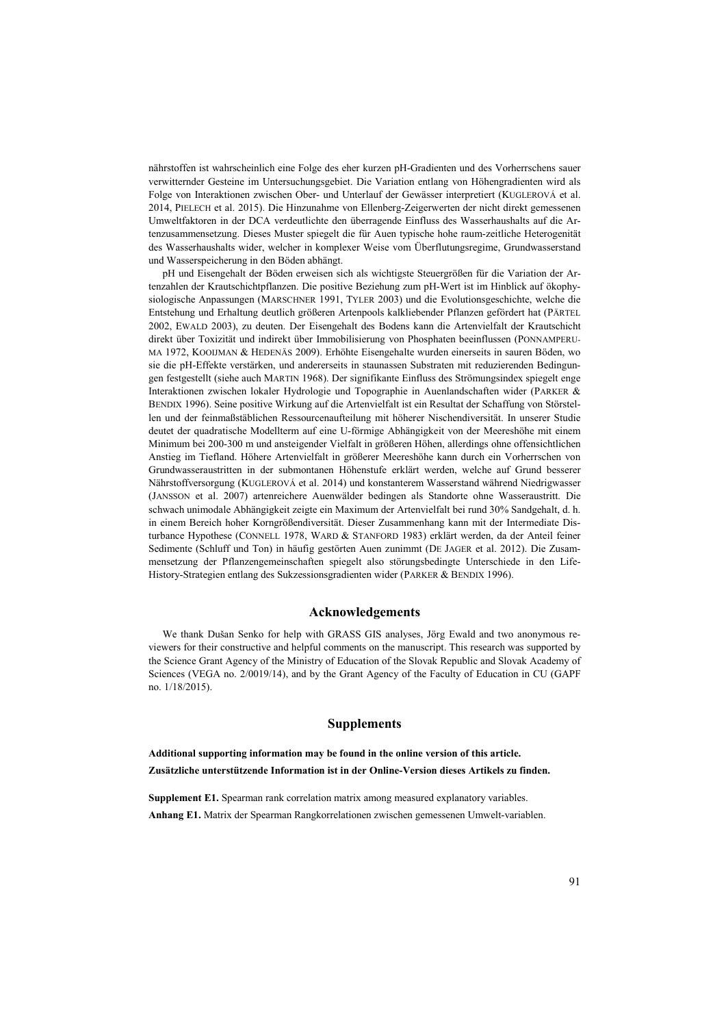nährstoffen ist wahrscheinlich eine Folge des eher kurzen pH-Gradienten und des Vorherrschens sauer verwitternder Gesteine im Untersuchungsgebiet. Die Variation entlang von Höhengradienten wird als Folge von Interaktionen zwischen Ober- und Unterlauf der Gewässer interpretiert (KUGLEROVÁ et al. 2014, PIELECH et al. 2015). Die Hinzunahme von Ellenberg-Zeigerwerten der nicht direkt gemessenen Umweltfaktoren in der DCA verdeutlichte den überragende Einfluss des Wasserhaushalts auf die Artenzusammensetzung. Dieses Muster spiegelt die für Auen typische hohe raum-zeitliche Heterogenität des Wasserhaushalts wider, welcher in komplexer Weise vom Überflutungsregime, Grundwasserstand und Wasserspeicherung in den Böden abhängt.

pH und Eisengehalt der Böden erweisen sich als wichtigste Steuergrößen für die Variation der Artenzahlen der Krautschichtpflanzen. Die positive Beziehung zum pH-Wert ist im Hinblick auf ökophysiologische Anpassungen (MARSCHNER 1991, TYLER 2003) und die Evolutionsgeschichte, welche die Entstehung und Erhaltung deutlich größeren Artenpools kalkliebender Pflanzen gefördert hat (PÄRTEL 2002, EWALD 2003), zu deuten. Der Eisengehalt des Bodens kann die Artenvielfalt der Krautschicht direkt über Toxizität und indirekt über Immobilisierung von Phosphaten beeinflussen (PONNAMPERUMA 1972, KOOIJMAN & HEDENÄS 2009). Erhöhte Eisengehalte wurden einerseits in sauren Böden, wo sie die pH-Effekte verstärken, und andererseits in staunassen Substraten mit reduzierenden Bedingungen festgestellt (siehe auch MARTIN 1968). Der signifikante Einfluss des Strömungsindex spiegelt enge Interaktionen zwischen lokaler Hydrologie und Topographie in Auenlandschaften wider (PARKER & BENDIX 1996). Seine positive Wirkung auf die Artenvielfalt ist ein Resultat der Schaffung von Störstellen und der feinmaßstäblichen Ressourcenaufteilung mit höherer Nischendiversität. In unserer Studie deutet der quadratische Modellterm auf eine U-förmige Abhängigkeit von der Meereshöhe mit einem Minimum bei 200-300 m und ansteigender Vielfalt in größeren Höhen, allerdings ohne offensichtlichen Anstieg im Tiefland. Höhere Artenvielfalt in größerer Meereshöhe kann durch ein Vorherrschen von Grundwasseraustritten in der submontanen Höhenstufe erklärt werden, welche auf Grund besserer Nährstoffversorgung (KUGLEROVÁ et al. 2014) und konstanterem Wasserstand während Niedrigwasser (JANSSON et al. 2007) artenreichere Auenwälder bedingen als Standorte ohne Wasseraustritt. Die schwach unimodale Abhängigkeit zeigte ein Maximum der Artenvielfalt bei rund 30% Sandgehalt, d. h. in einem Bereich hoher Korngrößendiversität. Dieser Zusammenhang kann mit der Intermediate Disturbance Hypothese (CONNELL 1978, WARD & STANFORD 1983) erklärt werden, da der Anteil feiner Sedimente (Schluff und Ton) in häufig gestörten Auen zunimmt (DE JAGER et al. 2012). Die Zusammensetzung der Pflanzengemeinschaften spiegelt also störungsbedingte Unterschiede in den Life-History-Strategien entlang des Sukzessionsgradienten wider (PARKER & BENDIX 1996).

## Acknowledgements

We thank Dušan Senko for help with GRASS GIS analyses, Jörg Ewald and two anonymous reviewers for their constructive and helpful comments on the manuscript. This research was supported by the Science Grant Agency of the Ministry of Education of the Slovak Republic and Slovak Academy of Sciences (VEGA no. 2/0019/14), and by the Grant Agency of the Faculty of Education in CU (GAPF no. 1/18/2015).

## Supplements

**Additional supporting information may be found in the online version of this article.**

**Zusätzliche unterstützende Information ist in der Online-Version dieses Artikels zu finden.**

**Supplement E1.** Spearman rank correlation matrix among measured explanatory variables.

**Anhang E1.** Matrix der Spearman Rangkorrelationen zwischen gemessenen Umwelt-variablen.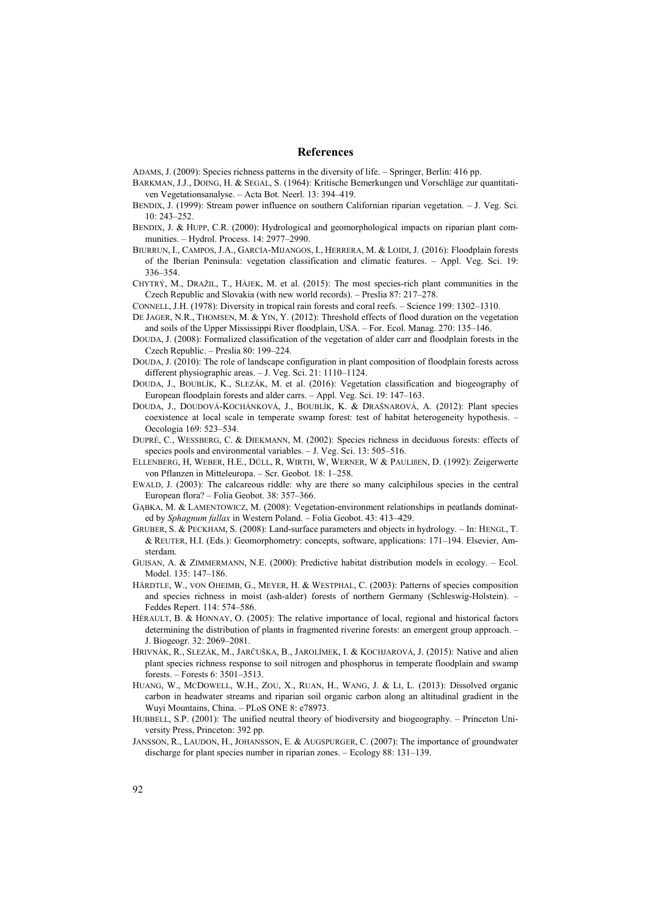## References

ADAMS, J. (2009): Species richness patterns in the diversity of life. – Springer, Berlin: 416 pp.

BARKMAN, J.J., DOING, H. & SEGAL, S. (1964): Kritische Bemerkungen und Vorschläge zur quantitativen Vegetationsanalyse. – Acta Bot. Neerl. 13: 394–419.

BENDIX, J. (1999): Stream power influence on southern Californian riparian vegetation. – J. Veg. Sci. 10: 243–252.

BENDIX, J. & HUPP, C.R. (2000): Hydrological and geomorphological impacts on riparian plant communities. – Hydrol. Process. 14: 2977–2990.

BIURRUN, I., CAMPOS, J.A., GARCÍA-MIJANGOS, I., HERRERA, M. & LOIDI, J. (2016): Floodplain forests of the Iberian Peninsula: vegetation classification and climatic features. – Appl. Veg. Sci. 19: 336–354.

CHYTRÝ, M., DRAŽIL, T., HÁJEK, M. et al. (2015): The most species-rich plant communities in the Czech Republic and Slovakia (with new world records). – Preslia 87: 217–278.

CONNELL, J.H. (1978): Diversity in tropical rain forests and coral reefs. – Science 199: 1302–1310.

DE JAGER, N.R., THOMSEN, M. & YIN, Y. (2012): Threshold effects of flood duration on the vegetation and soils of the Upper Mississippi River floodplain, USA. – For. Ecol. Manag. 270: 135–146.

DOUDA, J. (2008): Formalized classification of the vegetation of alder carr and floodplain forests in the Czech Republic. – Preslia 80: 199–224.

DOUDA, J. (2010): The role of landscape configuration in plant composition of floodplain forests across different physiographic areas. – J. Veg. Sci. 21: 1110–1124.

DOUDA, J., BOUBLÍK, K., SLEZÁK, M. et al. (2016): Vegetation classification and biogeography of European floodplain forests and alder carrs. – Appl. Veg. Sci. 19: 147–163.

DOUDA, J., DOUDOVÁ-KOCHÁNKOVÁ, J., BOUBLÍK, K. & DRAŠNAROVÁ, A. (2012): Plant species coexistence at local scale in temperate swamp forest: test of habitat heterogeneity hypothesis. – Oecologia 169: 523–534.

DUPRÉ, C., WESSBERG, C. & DIEKMANN, M. (2002): Species richness in deciduous forests: effects of species pools and environmental variables. – J. Veg. Sci. 13: 505–516.

ELLENBERG, H, WEBER, H.E., DÜLL, R, WIRTH, W, WERNER, W & PAULIßEN, D. (1992): Zeigerwerte von Pflanzen in Mitteleuropa. – Scr. Geobot. 18: 1–258.

EWALD, J. (2003): The calcareous riddle: why are there so many calciphilous species in the central European flora? – Folia Geobot. 38: 357–366.

GĄBKA, M. & LAMENTOWICZ, M. (2008): Vegetation-environment relationships in peatlands dominated by *Sphagnum fallax* in Western Poland. – Folia Geobot. 43: 413–429.

GRUBER, S. & PECKHAM, S. (2008): Land-surface parameters and objects in hydrology. – In: HENGL, T. & REUTER, H.I. (Eds.): Geomorphometry: concepts, software, applications: 171–194. Elsevier, Amsterdam.

GUISAN, A. & ZIMMERMANN, N.E. (2000): Predictive habitat distribution models in ecology. – Ecol. Model. 135: 147–186.

HÄRDTLE, W., VON OHEIMB, G., MEYER, H. & WESTPHAL, C. (2003): Patterns of species composition and species richness in moist (ash-alder) forests of northern Germany (Schleswig-Holstein). – Feddes Repert. 114: 574–586.

HÉRAULT, B. & HONNAY, O. (2005): The relative importance of local, regional and historical factors determining the distribution of plants in fragmented riverine forests: an emergent group approach. – J. Biogeogr. 32: 2069–2081.

HRIVNÁK, R., SLEZÁK, M., JARČUŠKA, B., JAROLÍMEK, I. & KOCHJAROVÁ, J. (2015): Native and alien plant species richness response to soil nitrogen and phosphorus in temperate floodplain and swamp forests. – Forests 6: 3501–3513.

HUANG, W., MCDOWELL, W.H., ZOU, X., RUAN, H., WANG, J. & LI, L. (2013): Dissolved organic carbon in headwater streams and riparian soil organic carbon along an altitudinal gradient in the Wuyi Mountains, China. – PLoS ONE 8: e78973.

HUBBELL, S.P. (2001): The unified neutral theory of biodiversity and biogeography. – Princeton University Press, Princeton: 392 pp.

JANSSON, R., LAUDON, H., JOHANSSON, E. & AUGSPURGER, C. (2007): The importance of groundwater discharge for plant species number in riparian zones. – Ecology 88: 131–139.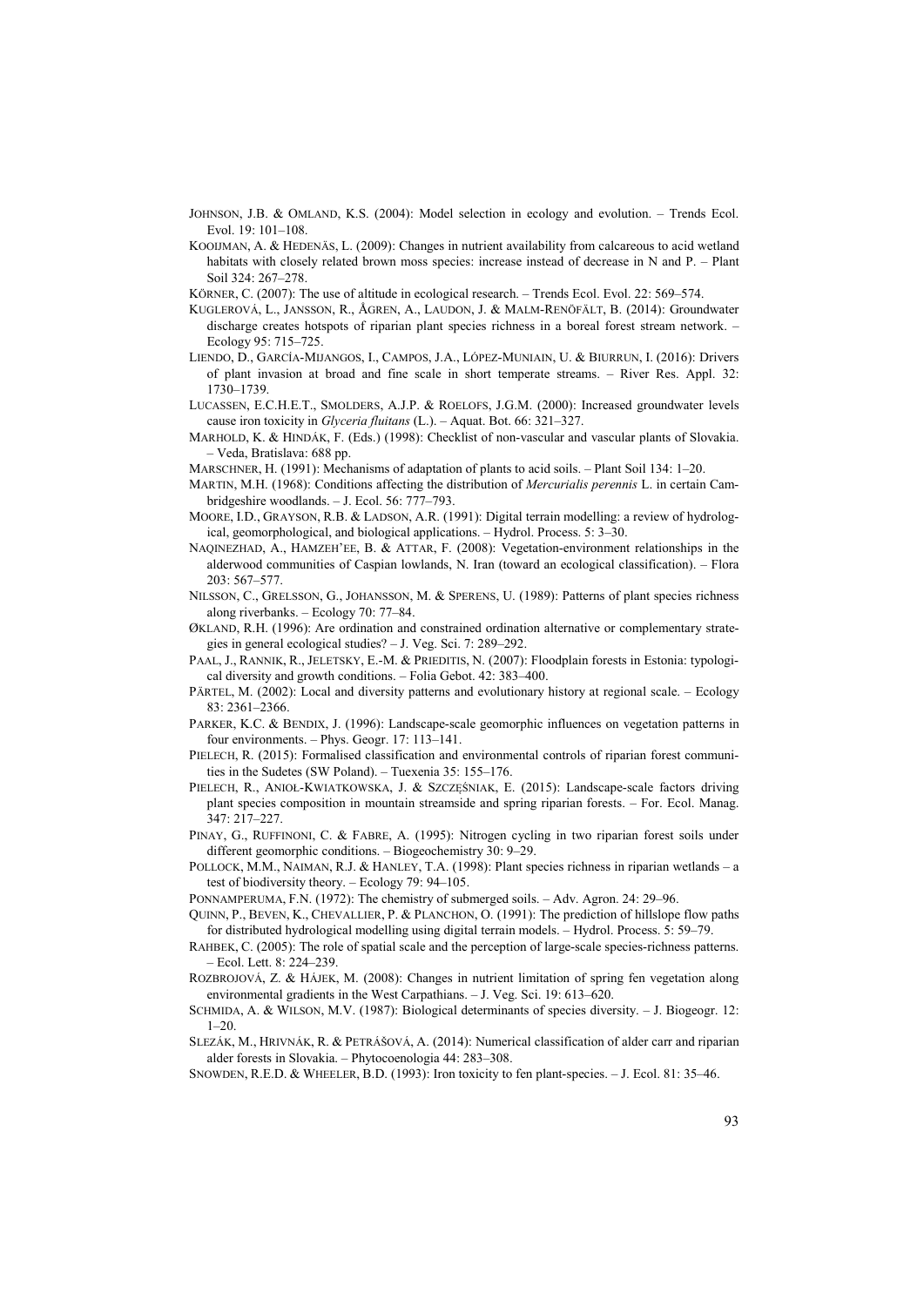JOHNSON, J.B. & OMLAND, K.S. (2004): Model selection in ecology and evolution. – Trends Ecol. Evol. 19: 101–108.

KOOIJMAN, A. & HEDENÄS, L. (2009): Changes in nutrient availability from calcareous to acid wetland habitats with closely related brown moss species: increase instead of decrease in N and P. – Plant Soil 324: 267–278.

KÖRNER, C. (2007): The use of altitude in ecological research. – Trends Ecol. Evol. 22: 569–574.

KUGLEROVÁ, L., JANSSON, R., ÅGREN, A., LAUDON, J. & MALM-RENÖFÄLT, B. (2014): Groundwater discharge creates hotspots of riparian plant species richness in a boreal forest stream network. – Ecology 95: 715–725.

LIENDO, D., GARCÍA-MIJANGOS, I., CAMPOS, J.A., LÓPEZ-MUNIAIN, U. & BIURRUN, I. (2016): Drivers of plant invasion at broad and fine scale in short temperate streams. – River Res. Appl. 32: 1730–1739.

LUCASSEN, E.C.H.E.T., SMOLDERS, A.J.P. & ROELOFS, J.G.M. (2000): Increased groundwater levels cause iron toxicity in *Glyceria fluitans* (L.). – Aquat. Bot. 66: 321–327.

MARHOLD, K. & HINDÁK, F. (Eds.) (1998): Checklist of non-vascular and vascular plants of Slovakia. – Veda, Bratislava: 688 pp.

MARSCHNER, H. (1991): Mechanisms of adaptation of plants to acid soils. – Plant Soil 134: 1–20.

MARTIN, M.H. (1968): Conditions affecting the distribution of *Mercurialis perennis* L. in certain Cambridgeshire woodlands. – J. Ecol. 56: 777–793.

MOORE, I.D., GRAYSON, R.B. & LADSON, A.R. (1991): Digital terrain modelling: a review of hydrological, geomorphological, and biological applications. – Hydrol. Process. 5: 3–30.

NAQINEZHAD, A., HAMZEH'EE, B. & ATTAR, F. (2008): Vegetation-environment relationships in the alderwood communities of Caspian lowlands, N. Iran (toward an ecological classification). – Flora 203: 567–577.

NILSSON, C., GRELSSON, G., JOHANSSON, M. & SPERENS, U. (1989): Patterns of plant species richness along riverbanks. – Ecology 70: 77–84.

ØKLAND, R.H. (1996): Are ordination and constrained ordination alternative or complementary strategies in general ecological studies? – J. Veg. Sci. 7: 289–292.

PAAL, J., RANNIK, R., JELETSKY, E.-M. & PRIEDITIS, N. (2007): Floodplain forests in Estonia: typological diversity and growth conditions. – Folia Gebot. 42: 383–400.

PÄRTEL, M. (2002): Local and diversity patterns and evolutionary history at regional scale. – Ecology 83: 2361–2366.

PARKER, K.C. & BENDIX, J. (1996): Landscape-scale geomorphic influences on vegetation patterns in four environments. – Phys. Geogr. 17: 113–141.

PIELECH, R. (2015): Formalised classification and environmental controls of riparian forest communities in the Sudetes (SW Poland). – Tuexenia 35: 155–176.

PIELECH, R., ANIOŁ-KWIATKOWSKA, J. & SZCZĘŚNIAK, E. (2015): Landscape-scale factors driving plant species composition in mountain streamside and spring riparian forests. – For. Ecol. Manag. 347: 217–227.

PINAY, G., RUFFINONI, C. & FABRE, A. (1995): Nitrogen cycling in two riparian forest soils under different geomorphic conditions. – Biogeochemistry 30: 9–29.

POLLOCK, M.M., NAIMAN, R.J. & HANLEY, T.A. (1998): Plant species richness in riparian wetlands – a test of biodiversity theory. – Ecology 79: 94–105.

PONNAMPERUMA, F.N. (1972): The chemistry of submerged soils. – Adv. Agron. 24: 29–96.

QUINN, P., BEVEN, K., CHEVALLIER, P. & PLANCHON, O. (1991): The prediction of hillslope flow paths for distributed hydrological modelling using digital terrain models. – Hydrol. Process. 5: 59–79.

RAHBEK, C. (2005): The role of spatial scale and the perception of large-scale species-richness patterns. – Ecol. Lett. 8: 224–239.

ROZBROJOVÁ, Z. & HÁJEK, M. (2008): Changes in nutrient limitation of spring fen vegetation along environmental gradients in the West Carpathians. – J. Veg. Sci. 19: 613–620.

SCHMIDA, A. & WILSON, M.V. (1987): Biological determinants of species diversity. – J. Biogeogr. 12: 1–20.

SLEZÁK, M., HRIVNÁK, R. & PETRÁŠOVÁ, A. (2014): Numerical classification of alder carr and riparian alder forests in Slovakia. – Phytocoenologia 44: 283–308.

SNOWDEN, R.E.D. & WHEELER, B.D. (1993): Iron toxicity to fen plant-species. – J. Ecol. 81: 35–46.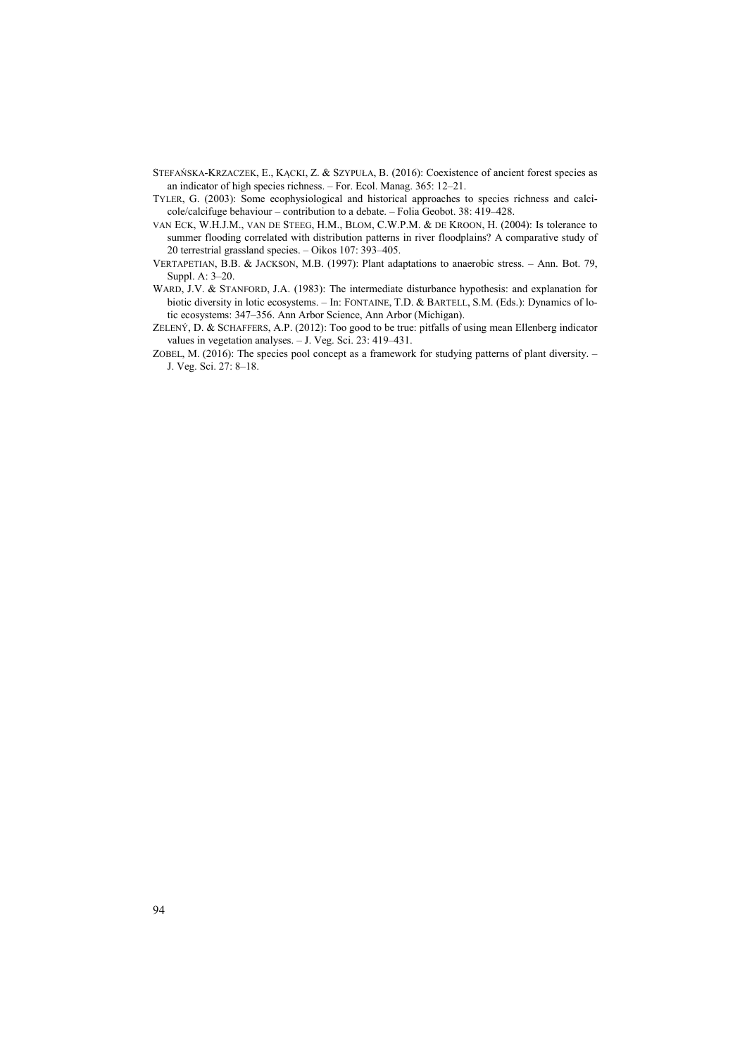STEFAŃSKA-KRZACZEK, E., KĄCKI, Z. & SZYPUŁA, B. (2016): Coexistence of ancient forest species as an indicator of high species richness. – For. Ecol. Manag. 365: 12–21.

TYLER, G. (2003): Some ecophysiological and historical approaches to species richness and calcicole/calcifuge behaviour – contribution to a debate. – Folia Geobot. 38: 419–428.

VAN ECK, W.H.J.M., VAN DE STEEG, H.M., BLOM, C.W.P.M. & DE KROON, H. (2004): Is tolerance to summer flooding correlated with distribution patterns in river floodplains? A comparative study of 20 terrestrial grassland species. – Oikos 107: 393–405.

VERTAPETIAN, B.B. & JACKSON, M.B. (1997): Plant adaptations to anaerobic stress. – Ann. Bot. 79, Suppl. A: 3–20.

WARD, J.V. & STANFORD, J.A. (1983): The intermediate disturbance hypothesis: and explanation for biotic diversity in lotic ecosystems. – In: FONTAINE, T.D. & BARTELL, S.M. (Eds.): Dynamics of lotic ecosystems: 347–356. Ann Arbor Science, Ann Arbor (Michigan).

ZELENÝ, D. & SCHAFFERS, A.P. (2012): Too good to be true: pitfalls of using mean Ellenberg indicator values in vegetation analyses. – J. Veg. Sci. 23: 419–431.

ZOBEL, M. (2016): The species pool concept as a framework for studying patterns of plant diversity. – J. Veg. Sci. 27: 8–18.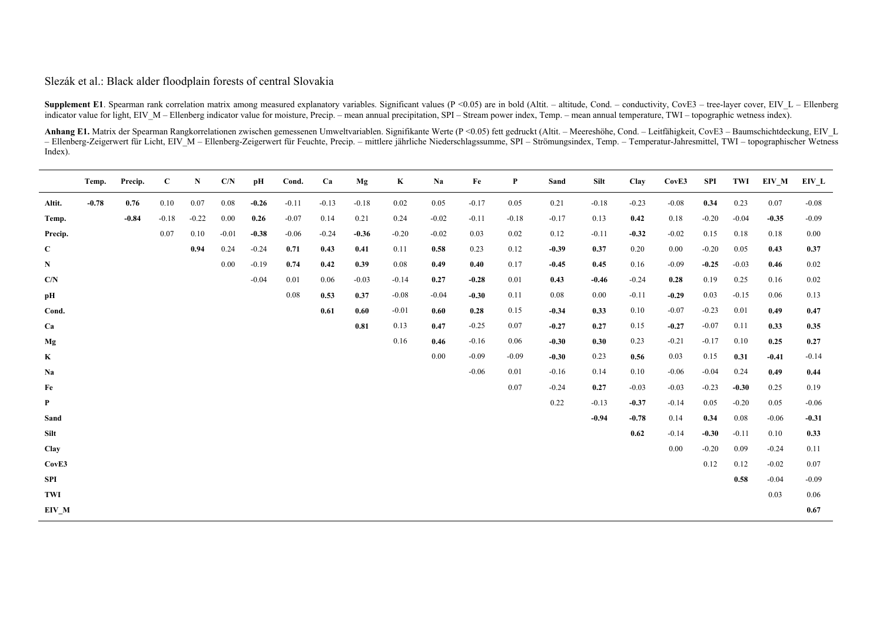**Supplement E1**. Spearman rank correlation matrix among measured explanatory variables. Significant values (P <0.05) are in bold (Altit. – altitude, Cond. – conductivity, CovE3 – tree-layer cover, EIV_L – Ellenberg indicator value for light, EIV_M – Ellenberg indicator value for moisture, Precip. – mean annual precipitation, SPI – Stream power index, Temp. – mean annual temperature, TWI – topographic wetness index).

**Anhang E1.** Matrix der Spearman Rangkorrelationen zwischen gemessenen Umweltvariablen. Signifikante Werte (P <0.05) fett gedruckt (Altit. – Meereshöhe, Cond. – Leitfähigkeit, CovE3 – Baumschichtdeckung, EIV_L – Ellenberg-Zeigerwert für Licht, EIV_M – Ellenberg-Zeigerwert für Feuchte, Precip. – mittlere jährliche Niederschlagssumme, SPI – Strömungsindex, Temp. – Temperatur-Jahresmittel, TWI – topographischer Wetness Index).

| | Temp. | Precip. | C | N | C/N | pH | Cond. | Ca | Mg | K | Na | Fe | P | Sand | Silt | Clay | CovE3 | SPI | TWI | EIV_M | EIV_L |
|---|---|---|---|---|---|---|---|---|---|---|---|---|---|---|---|---|---|---|---|---|---|
| Altit. | **-0.78** | **0.76** | 0.10 | 0.07 | 0.08 | **-0.26** | -0.11 | -0.13 | -0.18 | 0.02 | 0.05 | -0.17 | 0.05 | 0.21 | -0.18 | -0.23 | -0.08 | **0.34** | 0.23 | 0.07 | -0.08 |
| Temp. | | **-0.84** | -0.18 | -0.22 | 0.00 | **0.26** | -0.07 | 0.14 | 0.21 | 0.24 | -0.02 | -0.11 | -0.18 | -0.17 | 0.13 | **0.42** | 0.18 | -0.20 | -0.04 | **-0.35** | -0.09 |
| Precip. | | | 0.07 | 0.10 | -0.01 | **-0.38** | -0.06 | -0.24 | **-0.36** | -0.20 | -0.02 | 0.03 | 0.02 | 0.12 | -0.11 | **-0.32** | -0.02 | 0.15 | 0.18 | 0.18 | 0.00 |
| C | | | | **0.94** | 0.24 | -0.24 | **0.71** | **0.43** | **0.41** | 0.11 | **0.58** | 0.23 | 0.12 | **-0.39** | **0.37** | 0.20 | 0.00 | -0.20 | 0.05 | **0.43** | **0.37** |
| N | | | | | 0.00 | -0.19 | **0.74** | **0.42** | **0.39** | 0.08 | **0.49** | **0.40** | 0.17 | **-0.45** | **0.45** | 0.16 | -0.09 | **-0.25** | -0.03 | **0.46** | 0.02 |
| C/N | | | | | | -0.04 | 0.01 | 0.06 | -0.03 | -0.14 | **0.27** | **-0.28** | 0.01 | **0.43** | **-0.46** | -0.24 | **0.28** | 0.19 | 0.25 | 0.16 | 0.02 |
| pH | | | | | | | 0.08 | **0.53** | **0.37** | -0.08 | -0.04 | **-0.30** | 0.11 | 0.08 | 0.00 | -0.11 | **-0.29** | 0.03 | -0.15 | 0.06 | 0.13 |
| Cond. | | | | | | | | **0.61** | **0.60** | -0.01 | **0.60** | **0.28** | 0.15 | **-0.34** | **0.33** | 0.10 | -0.07 | -0.23 | 0.01 | **0.49** | **0.47** |
| Ca | | | | | | | | | **0.81** | 0.13 | **0.47** | -0.25 | 0.07 | **-0.27** | **0.27** | 0.15 | **-0.27** | -0.07 | 0.11 | **0.33** | **0.35** |
| Mg | | | | | | | | | | 0.16 | **0.46** | -0.16 | 0.06 | **-0.30** | **0.30** | 0.23 | -0.21 | -0.17 | 0.10 | **0.25** | **0.27** |
| K | | | | | | | | | | | 0.00 | -0.09 | -0.09 | **-0.30** | 0.23 | **0.56** | 0.03 | 0.15 | **0.31** | **-0.41** | -0.14 |
| Na | | | | | | | | | | | | -0.06 | 0.01 | -0.16 | 0.14 | 0.10 | -0.06 | -0.04 | 0.24 | **0.49** | **0.44** |
| Fe | | | | | | | | | | | | | 0.07 | -0.24 | **0.27** | -0.03 | -0.03 | -0.23 | **-0.30** | 0.25 | 0.19 |
| P | | | | | | | | | | | | | | 0.22 | -0.13 | **-0.37** | -0.14 | 0.05 | -0.20 | 0.05 | -0.06 |
| Sand | | | | | | | | | | | | | | | **-0.94** | **-0.78** | 0.14 | **0.34** | 0.08 | -0.06 | **-0.31** |
| Silt | | | | | | | | | | | | | | | | **0.62** | -0.14 | **-0.30** | -0.11 | 0.10 | **0.33** |
| Clay | | | | | | | | | | | | | | | | | 0.00 | -0.20 | 0.09 | -0.24 | 0.11 |
| CovE3 | | | | | | | | | | | | | | | | | | 0.12 | 0.12 | -0.02 | 0.07 |
| SPI | | | | | | | | | | | | | | | | | | | **0.58** | -0.04 | -0.09 |
| TWI | | | | | | | | | | | | | | | | | | | | 0.03 | 0.06 |
| EIV_M | | | | | | | | | | | | | | | | | | | | | **0.67** |